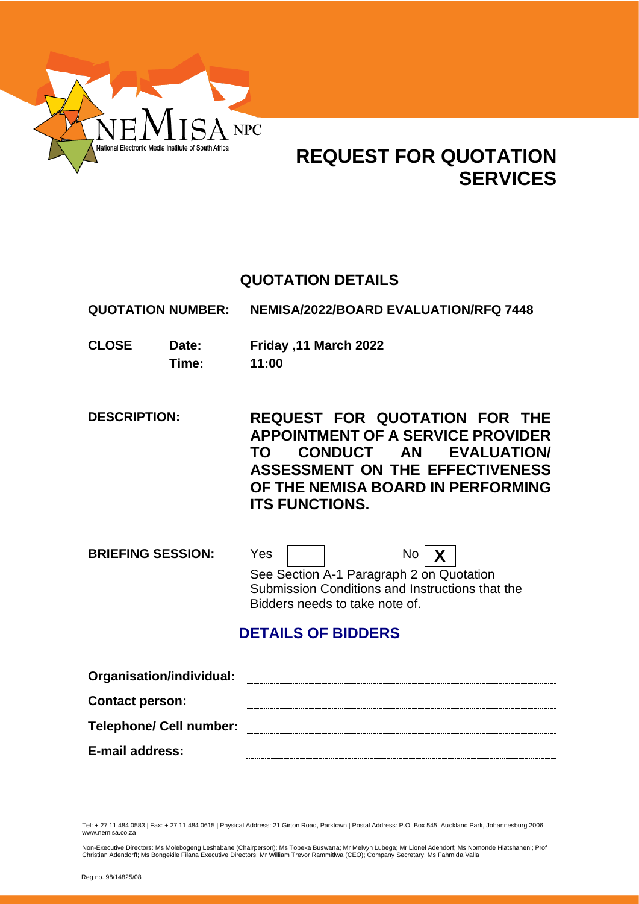NEMISA NPC
National Electronic Media Institute of South Africa

# REQUEST FOR QUOTATION SERVICES

## QUOTATION DETAILS

| | | |
|---|---|---|
| **QUOTATION NUMBER:** | | **NEMISA/2022/BOARD EVALUATION/RFQ 7448** |
| **CLOSE** | **Date:** | **Friday ,11 March 2022** |
| | **Time:** | **11:00** |

**DESCRIPTION:** **REQUEST FOR QUOTATION FOR THE APPOINTMENT OF A SERVICE PROVIDER TO CONDUCT AN EVALUATION/ ASSESSMENT ON THE EFFECTIVENESS OF THE NEMISA BOARD IN PERFORMING ITS FUNCTIONS.**

**BRIEFING SESSION:** Yes [ ] No [X]

See Section A-1 Paragraph 2 on Quotation Submission Conditions and Instructions that the Bidders needs to take note of.

## DETAILS OF BIDDERS

**Organisation/individual:** ____________________

**Contact person:** ____________________

**Telephone/ Cell number:** ____________________

**E-mail address:** ____________________

Tel: + 27 11 484 0583 | Fax: + 27 11 484 0615 | Physical Address: 21 Girton Road, Parktown | Postal Address: P.O. Box 545, Auckland Park, Johannesburg 2006, www.nemisa.co.za

Non-Executive Directors: Ms Molebogeng Leshabane (Chairperson); Ms Tobeka Buswana; Mr Melvyn Lubega; Mr Lionel Adendorf; Ms Nomonde Hlatshaneni; Prof Christian Adendorff; Ms Bongekile Filana Executive Directors: Mr William Trevor Rammitlwa (CEO); Company Secretary: Ms Fahmida Valla

Reg no. 98/14825/08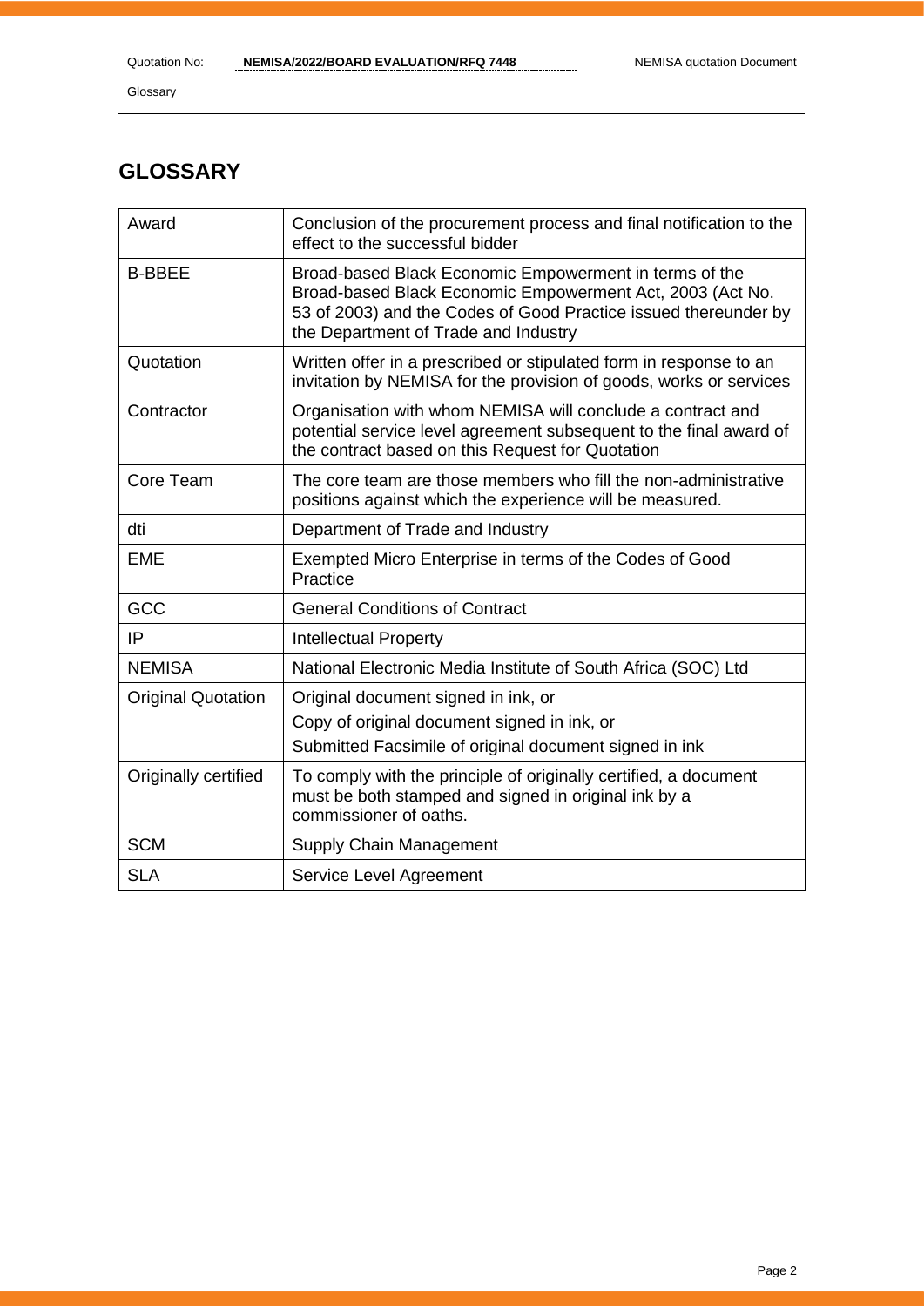# GLOSSARY

| | |
|---|---|
| Award | Conclusion of the procurement process and final notification to the effect to the successful bidder |
| B-BBEE | Broad-based Black Economic Empowerment in terms of the Broad-based Black Economic Empowerment Act, 2003 (Act No. 53 of 2003) and the Codes of Good Practice issued thereunder by the Department of Trade and Industry |
| Quotation | Written offer in a prescribed or stipulated form in response to an invitation by NEMISA for the provision of goods, works or services |
| Contractor | Organisation with whom NEMISA will conclude a contract and potential service level agreement subsequent to the final award of the contract based on this Request for Quotation |
| Core Team | The core team are those members who fill the non-administrative positions against which the experience will be measured. |
| dti | Department of Trade and Industry |
| EME | Exempted Micro Enterprise in terms of the Codes of Good Practice |
| GCC | General Conditions of Contract |
| IP | Intellectual Property |
| NEMISA | National Electronic Media Institute of South Africa (SOC) Ltd |
| Original Quotation | Original document signed in ink, or<br>Copy of original document signed in ink, or<br>Submitted Facsimile of original document signed in ink |
| Originally certified | To comply with the principle of originally certified, a document must be both stamped and signed in original ink by a commissioner of oaths. |
| SCM | Supply Chain Management |
| SLA | Service Level Agreement |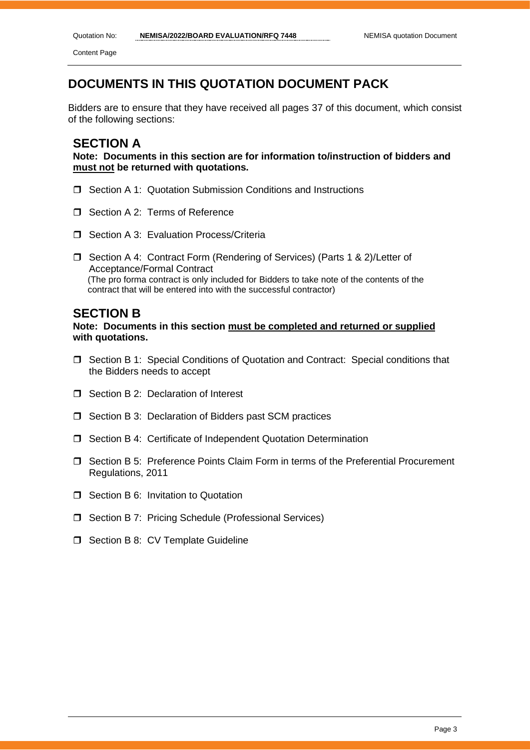# DOCUMENTS IN THIS QUOTATION DOCUMENT PACK

Bidders are to ensure that they have received all pages 37 of this document, which consist of the following sections:

## SECTION A

**Note: Documents in this section are for information to/instruction of bidders and must not be returned with quotations.**

- ☐ Section A 1: Quotation Submission Conditions and Instructions
- ☐ Section A 2: Terms of Reference
- ☐ Section A 3: Evaluation Process/Criteria
- ☐ Section A 4: Contract Form (Rendering of Services) (Parts 1 & 2)/Letter of Acceptance/Formal Contract
  (The pro forma contract is only included for Bidders to take note of the contents of the contract that will be entered into with the successful contractor)

## SECTION B

**Note: Documents in this section must be completed and returned or supplied with quotations.**

- ☐ Section B 1: Special Conditions of Quotation and Contract: Special conditions that the Bidders needs to accept
- ☐ Section B 2: Declaration of Interest
- ☐ Section B 3: Declaration of Bidders past SCM practices
- ☐ Section B 4: Certificate of Independent Quotation Determination
- ☐ Section B 5: Preference Points Claim Form in terms of the Preferential Procurement Regulations, 2011
- ☐ Section B 6: Invitation to Quotation
- ☐ Section B 7: Pricing Schedule (Professional Services)
- ☐ Section B 8: CV Template Guideline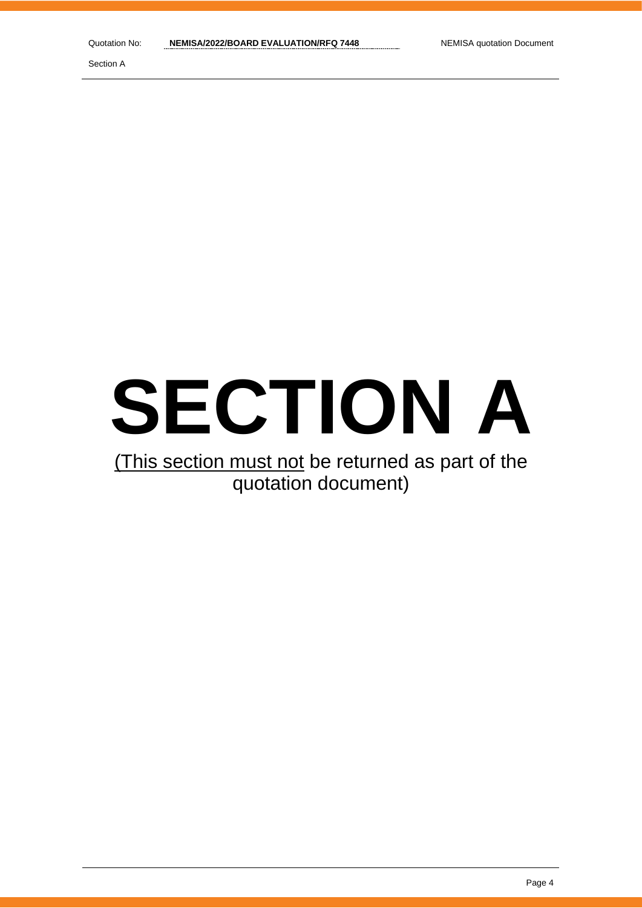# SECTION A

(This section must not be returned as part of the quotation document)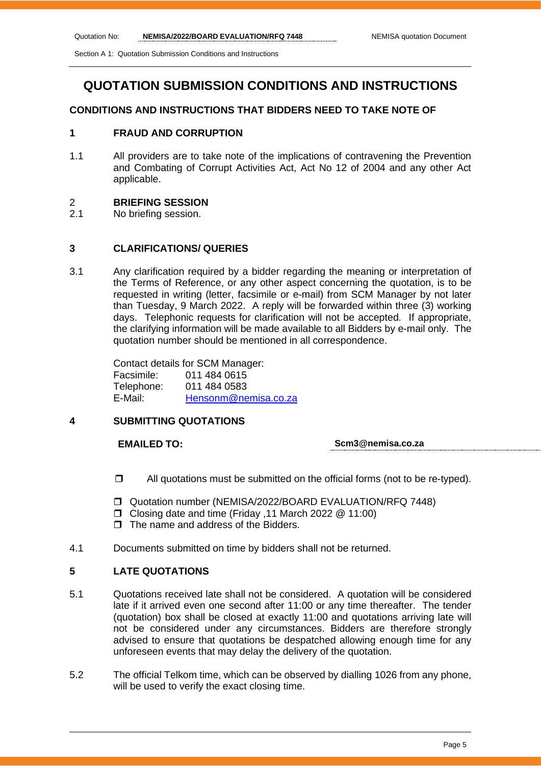# QUOTATION SUBMISSION CONDITIONS AND INSTRUCTIONS

**CONDITIONS AND INSTRUCTIONS THAT BIDDERS NEED TO TAKE NOTE OF**

## 1 FRAUD AND CORRUPTION

1.1 All providers are to take note of the implications of contravening the Prevention and Combating of Corrupt Activities Act, Act No 12 of 2004 and any other Act applicable.

## 2 BRIEFING SESSION

2.1 No briefing session.

## 3 CLARIFICATIONS/ QUERIES

3.1 Any clarification required by a bidder regarding the meaning or interpretation of the Terms of Reference, or any other aspect concerning the quotation, is to be requested in writing (letter, facsimile or e-mail) from SCM Manager by not later than Tuesday, 9 March 2022. A reply will be forwarded within three (3) working days. Telephonic requests for clarification will not be accepted. If appropriate, the clarifying information will be made available to all Bidders by e-mail only. The quotation number should be mentioned in all correspondence.

Contact details for SCM Manager:
Facsimile: 011 484 0615
Telephone: 011 484 0583
E-Mail: Hensonm@nemisa.co.za

## 4 SUBMITTING QUOTATIONS

**EMAILED TO:** **Scm3@nemisa.co.za**

- ❒ All quotations must be submitted on the official forms (not to be re-typed).
- ❒ Quotation number (NEMISA/2022/BOARD EVALUATION/RFQ 7448)
- ❒ Closing date and time (Friday ,11 March 2022 @ 11:00)
- ❒ The name and address of the Bidders.

4.1 Documents submitted on time by bidders shall not be returned.

## 5 LATE QUOTATIONS

5.1 Quotations received late shall not be considered. A quotation will be considered late if it arrived even one second after 11:00 or any time thereafter. The tender (quotation) box shall be closed at exactly 11:00 and quotations arriving late will not be considered under any circumstances. Bidders are therefore strongly advised to ensure that quotations be despatched allowing enough time for any unforeseen events that may delay the delivery of the quotation.

5.2 The official Telkom time, which can be observed by dialling 1026 from any phone, will be used to verify the exact closing time.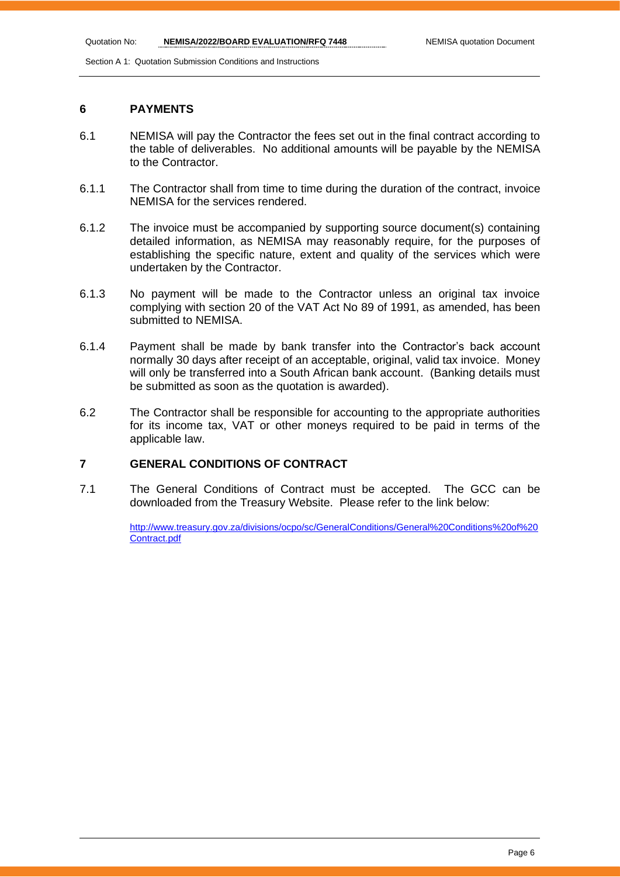## 6 PAYMENTS

6.1 NEMISA will pay the Contractor the fees set out in the final contract according to the table of deliverables. No additional amounts will be payable by the NEMISA to the Contractor.

6.1.1 The Contractor shall from time to time during the duration of the contract, invoice NEMISA for the services rendered.

6.1.2 The invoice must be accompanied by supporting source document(s) containing detailed information, as NEMISA may reasonably require, for the purposes of establishing the specific nature, extent and quality of the services which were undertaken by the Contractor.

6.1.3 No payment will be made to the Contractor unless an original tax invoice complying with section 20 of the VAT Act No 89 of 1991, as amended, has been submitted to NEMISA.

6.1.4 Payment shall be made by bank transfer into the Contractor's back account normally 30 days after receipt of an acceptable, original, valid tax invoice. Money will only be transferred into a South African bank account. (Banking details must be submitted as soon as the quotation is awarded).

6.2 The Contractor shall be responsible for accounting to the appropriate authorities for its income tax, VAT or other moneys required to be paid in terms of the applicable law.

## 7 GENERAL CONDITIONS OF CONTRACT

7.1 The General Conditions of Contract must be accepted. The GCC can be downloaded from the Treasury Website. Please refer to the link below:

[http://www.treasury.gov.za/divisions/ocpo/sc/GeneralConditions/General%20Conditions%20of%20Contract.pdf](http://www.treasury.gov.za/divisions/ocpo/sc/GeneralConditions/General%20Conditions%20of%20Contract.pdf)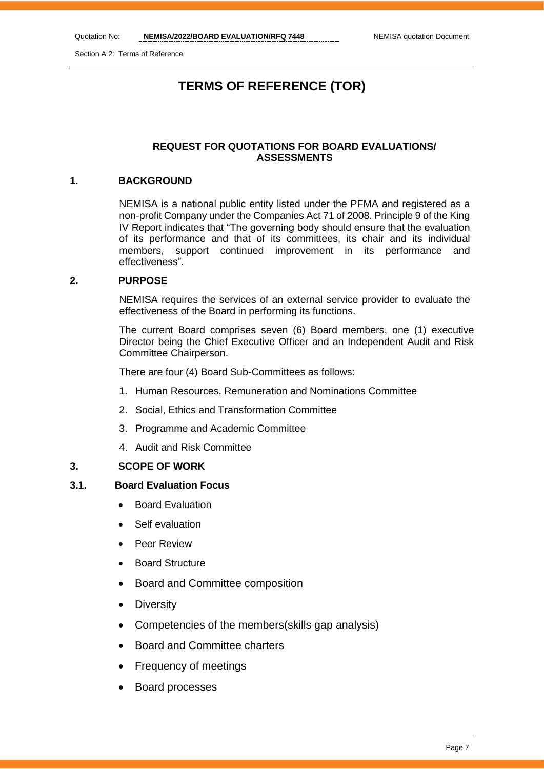# TERMS OF REFERENCE (TOR)

## REQUEST FOR QUOTATIONS FOR BOARD EVALUATIONS/ ASSESSMENTS

## 1. BACKGROUND

NEMISA is a national public entity listed under the PFMA and registered as a non-profit Company under the Companies Act 71 of 2008. Principle 9 of the King IV Report indicates that "The governing body should ensure that the evaluation of its performance and that of its committees, its chair and its individual members, support continued improvement in its performance and effectiveness".

## 2. PURPOSE

NEMISA requires the services of an external service provider to evaluate the effectiveness of the Board in performing its functions.

The current Board comprises seven (6) Board members, one (1) executive Director being the Chief Executive Officer and an Independent Audit and Risk Committee Chairperson.

There are four (4) Board Sub-Committees as follows:

1. Human Resources, Remuneration and Nominations Committee
2. Social, Ethics and Transformation Committee
3. Programme and Academic Committee
4. Audit and Risk Committee

## 3. SCOPE OF WORK

### 3.1. Board Evaluation Focus

- Board Evaluation
- Self evaluation
- Peer Review
- Board Structure
- Board and Committee composition
- Diversity
- Competencies of the members(skills gap analysis)
- Board and Committee charters
- Frequency of meetings
- Board processes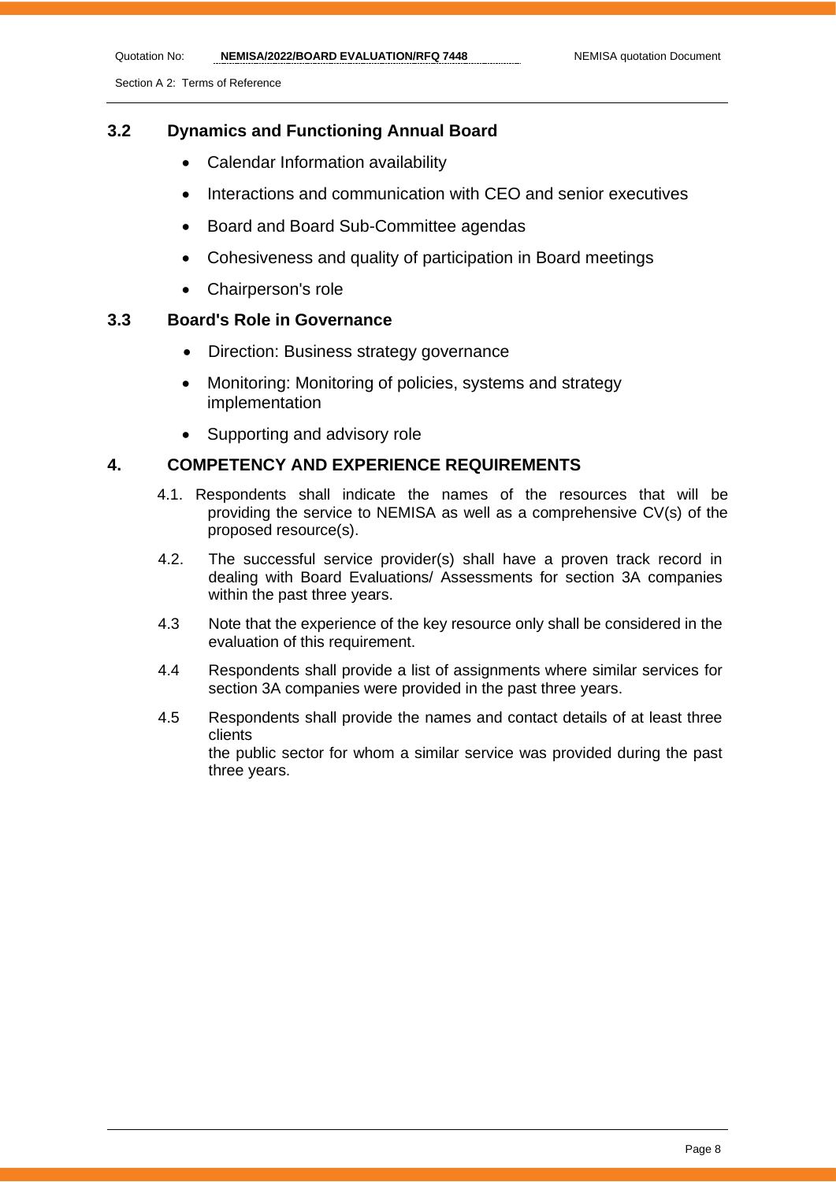### 3.2 Dynamics and Functioning Annual Board

- Calendar Information availability
- Interactions and communication with CEO and senior executives
- Board and Board Sub-Committee agendas
- Cohesiveness and quality of participation in Board meetings
- Chairperson's role

### 3.3 Board's Role in Governance

- Direction: Business strategy governance
- Monitoring: Monitoring of policies, systems and strategy implementation
- Supporting and advisory role

## 4. COMPETENCY AND EXPERIENCE REQUIREMENTS

4.1. Respondents shall indicate the names of the resources that will be providing the service to NEMISA as well as a comprehensive CV(s) of the proposed resource(s).

4.2. The successful service provider(s) shall have a proven track record in dealing with Board Evaluations/ Assessments for section 3A companies within the past three years.

4.3 Note that the experience of the key resource only shall be considered in the evaluation of this requirement.

4.4 Respondents shall provide a list of assignments where similar services for section 3A companies were provided in the past three years.

4.5 Respondents shall provide the names and contact details of at least three clients
the public sector for whom a similar service was provided during the past three years.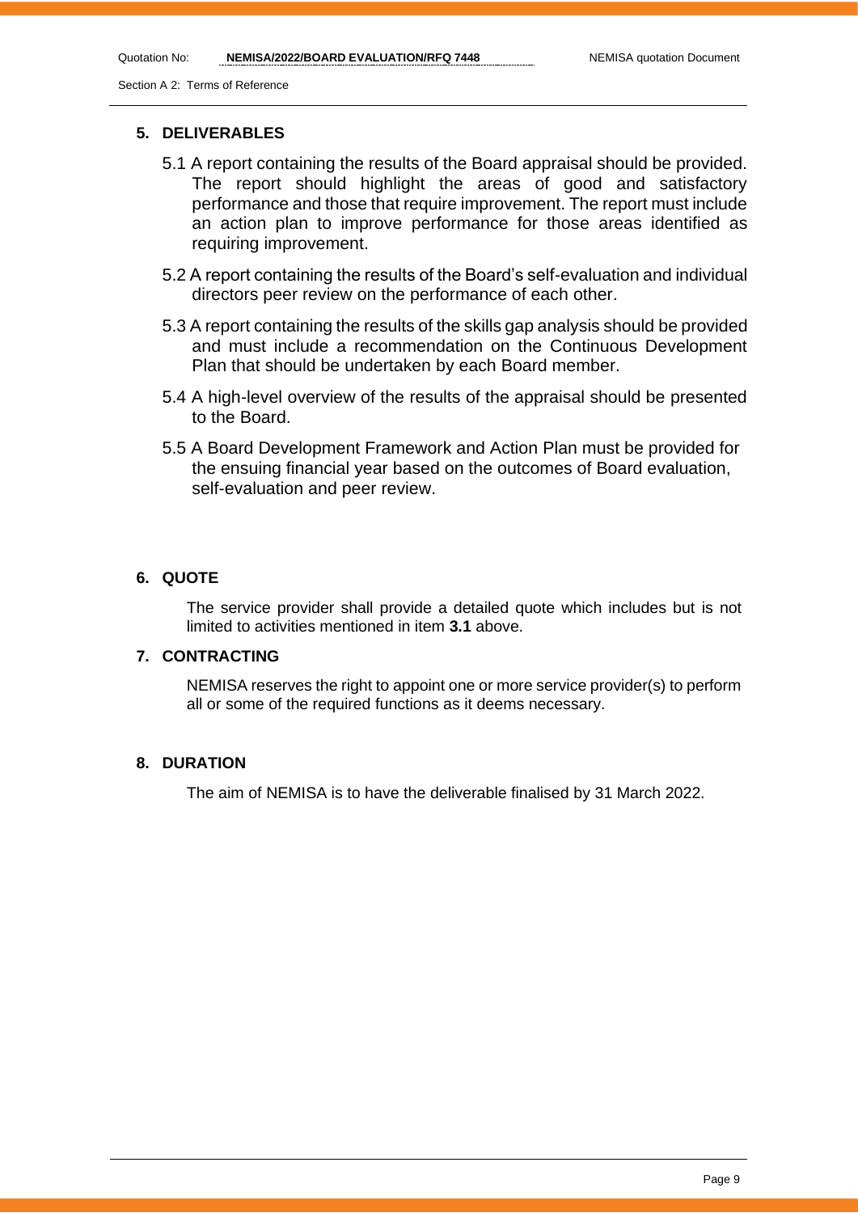## 5. DELIVERABLES

5.1 A report containing the results of the Board appraisal should be provided. The report should highlight the areas of good and satisfactory performance and those that require improvement. The report must include an action plan to improve performance for those areas identified as requiring improvement.

5.2 A report containing the results of the Board's self-evaluation and individual directors peer review on the performance of each other.

5.3 A report containing the results of the skills gap analysis should be provided and must include a recommendation on the Continuous Development Plan that should be undertaken by each Board member.

5.4 A high-level overview of the results of the appraisal should be presented to the Board.

5.5 A Board Development Framework and Action Plan must be provided for the ensuing financial year based on the outcomes of Board evaluation, self-evaluation and peer review.

## 6. QUOTE

The service provider shall provide a detailed quote which includes but is not limited to activities mentioned in item **3.1** above.

## 7. CONTRACTING

NEMISA reserves the right to appoint one or more service provider(s) to perform all or some of the required functions as it deems necessary.

## 8. DURATION

The aim of NEMISA is to have the deliverable finalised by 31 March 2022.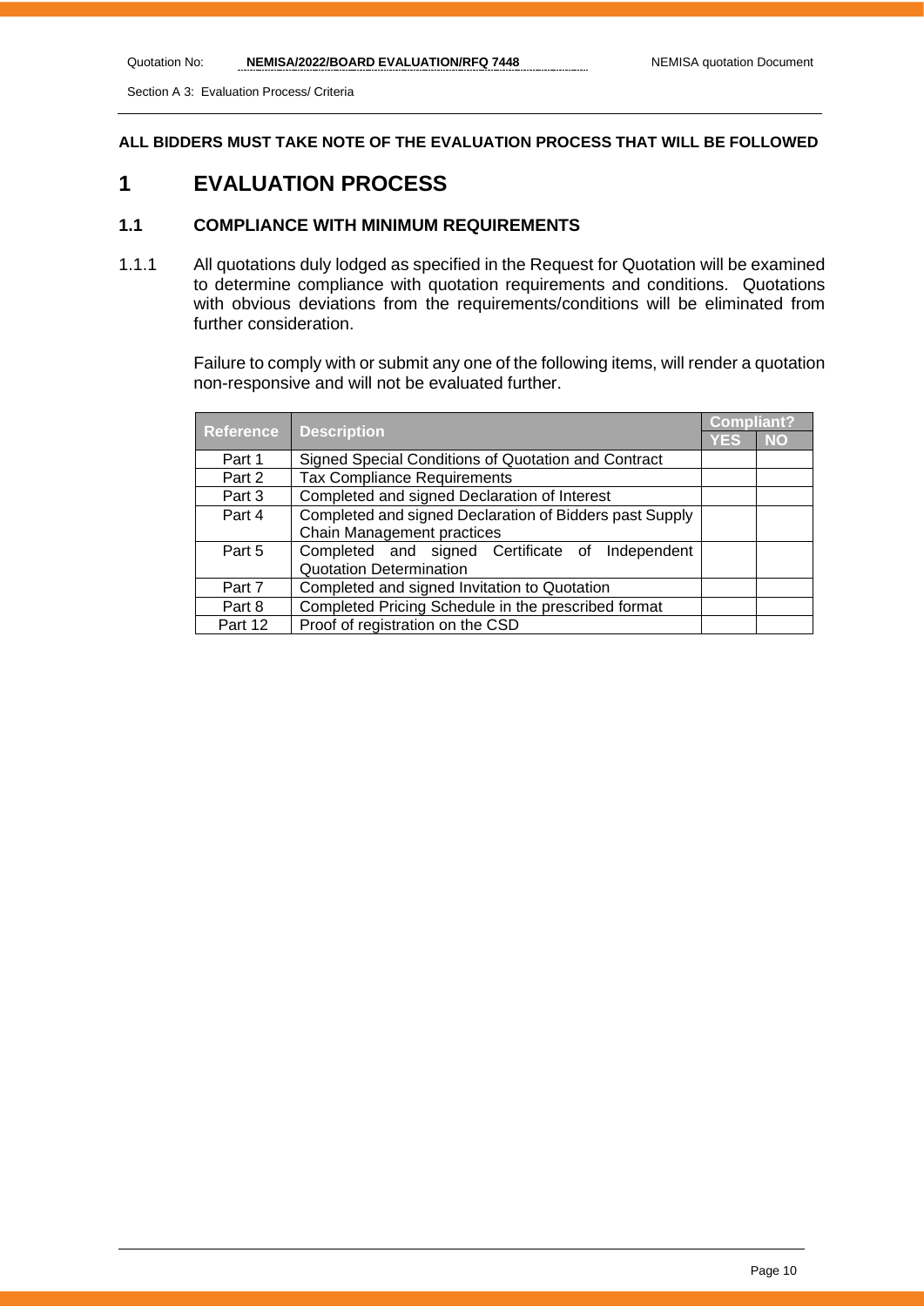**ALL BIDDERS MUST TAKE NOTE OF THE EVALUATION PROCESS THAT WILL BE FOLLOWED**

# 1 EVALUATION PROCESS

## 1.1 COMPLIANCE WITH MINIMUM REQUIREMENTS

1.1.1 All quotations duly lodged as specified in the Request for Quotation will be examined to determine compliance with quotation requirements and conditions. Quotations with obvious deviations from the requirements/conditions will be eliminated from further consideration.

Failure to comply with or submit any one of the following items, will render a quotation non-responsive and will not be evaluated further.

| Reference | Description | Compliant? | |
|---|---|---|---|
| | | YES | NO |
| Part 1 | Signed Special Conditions of Quotation and Contract | | |
| Part 2 | Tax Compliance Requirements | | |
| Part 3 | Completed and signed Declaration of Interest | | |
| Part 4 | Completed and signed Declaration of Bidders past Supply Chain Management practices | | |
| Part 5 | Completed and signed Certificate of Independent Quotation Determination | | |
| Part 7 | Completed and signed Invitation to Quotation | | |
| Part 8 | Completed Pricing Schedule in the prescribed format | | |
| Part 12 | Proof of registration on the CSD | | |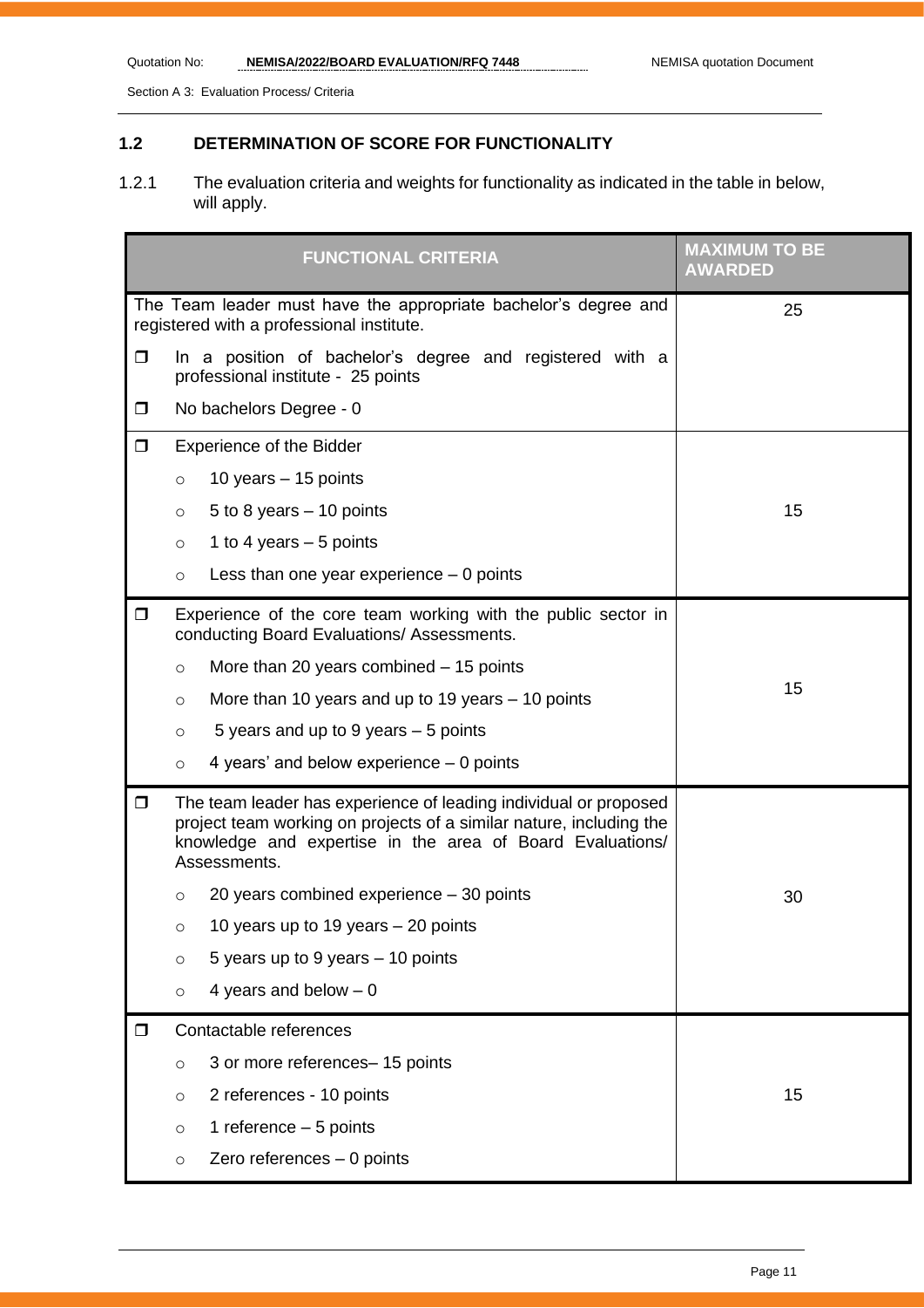### 1.2 DETERMINATION OF SCORE FOR FUNCTIONALITY

1.2.1 The evaluation criteria and weights for functionality as indicated in the table in below, will apply.

| FUNCTIONAL CRITERIA | MAXIMUM TO BE AWARDED |
|---|---|
| The Team leader must have the appropriate bachelor's degree and registered with a professional institute.<br>❒ In a position of bachelor's degree and registered with a professional institute - 25 points<br>❒ No bachelors Degree - 0 | 25 |
| ❒ Experience of the Bidder<br>○ 10 years – 15 points<br>○ 5 to 8 years – 10 points<br>○ 1 to 4 years – 5 points<br>○ Less than one year experience – 0 points | 15 |
| ❒ Experience of the core team working with the public sector in conducting Board Evaluations/ Assessments.<br>○ More than 20 years combined – 15 points<br>○ More than 10 years and up to 19 years – 10 points<br>○ 5 years and up to 9 years – 5 points<br>○ 4 years' and below experience – 0 points | 15 |
| ❒ The team leader has experience of leading individual or proposed project team working on projects of a similar nature, including the knowledge and expertise in the area of Board Evaluations/ Assessments.<br>○ 20 years combined experience – 30 points<br>○ 10 years up to 19 years – 20 points<br>○ 5 years up to 9 years – 10 points<br>○ 4 years and below – 0 | 30 |
| ❒ Contactable references<br>○ 3 or more references– 15 points<br>○ 2 references - 10 points<br>○ 1 reference – 5 points<br>○ Zero references – 0 points | 15 |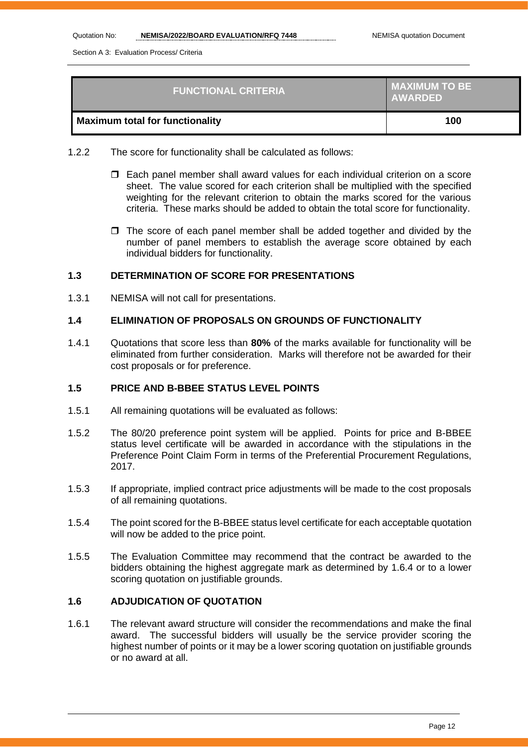| FUNCTIONAL CRITERIA | MAXIMUM TO BE AWARDED |
|---|---|
| **Maximum total for functionality** | **100** |

1.2.2 The score for functionality shall be calculated as follows:

- Each panel member shall award values for each individual criterion on a score sheet. The value scored for each criterion shall be multiplied with the specified weighting for the relevant criterion to obtain the marks scored for the various criteria. These marks should be added to obtain the total score for functionality.
- The score of each panel member shall be added together and divided by the number of panel members to establish the average score obtained by each individual bidders for functionality.

### 1.3 DETERMINATION OF SCORE FOR PRESENTATIONS

1.3.1 NEMISA will not call for presentations.

### 1.4 ELIMINATION OF PROPOSALS ON GROUNDS OF FUNCTIONALITY

1.4.1 Quotations that score less than **80%** of the marks available for functionality will be eliminated from further consideration. Marks will therefore not be awarded for their cost proposals or for preference.

### 1.5 PRICE AND B-BBEE STATUS LEVEL POINTS

1.5.1 All remaining quotations will be evaluated as follows:

1.5.2 The 80/20 preference point system will be applied. Points for price and B-BBEE status level certificate will be awarded in accordance with the stipulations in the Preference Point Claim Form in terms of the Preferential Procurement Regulations, 2017.

1.5.3 If appropriate, implied contract price adjustments will be made to the cost proposals of all remaining quotations.

1.5.4 The point scored for the B-BBEE status level certificate for each acceptable quotation will now be added to the price point.

1.5.5 The Evaluation Committee may recommend that the contract be awarded to the bidders obtaining the highest aggregate mark as determined by 1.6.4 or to a lower scoring quotation on justifiable grounds.

### 1.6 ADJUDICATION OF QUOTATION

1.6.1 The relevant award structure will consider the recommendations and make the final award. The successful bidders will usually be the service provider scoring the highest number of points or it may be a lower scoring quotation on justifiable grounds or no award at all.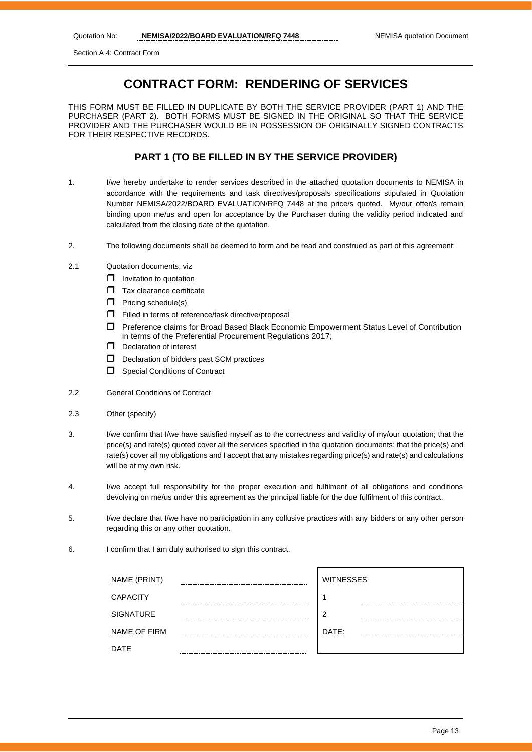Section A 4: Contract Form

# CONTRACT FORM: RENDERING OF SERVICES

THIS FORM MUST BE FILLED IN DUPLICATE BY BOTH THE SERVICE PROVIDER (PART 1) AND THE PURCHASER (PART 2). BOTH FORMS MUST BE SIGNED IN THE ORIGINAL SO THAT THE SERVICE PROVIDER AND THE PURCHASER WOULD BE IN POSSESSION OF ORIGINALLY SIGNED CONTRACTS FOR THEIR RESPECTIVE RECORDS.

## PART 1 (TO BE FILLED IN BY THE SERVICE PROVIDER)

1. I/we hereby undertake to render services described in the attached quotation documents to NEMISA in accordance with the requirements and task directives/proposals specifications stipulated in Quotation Number NEMISA/2022/BOARD EVALUATION/RFQ 7448 at the price/s quoted. My/our offer/s remain binding upon me/us and open for acceptance by the Purchaser during the validity period indicated and calculated from the closing date of the quotation.

2. The following documents shall be deemed to form and be read and construed as part of this agreement:

2.1 Quotation documents, viz
- ☐ Invitation to quotation
- ☐ Tax clearance certificate
- ☐ Pricing schedule(s)
- ☐ Filled in terms of reference/task directive/proposal
- ☐ Preference claims for Broad Based Black Economic Empowerment Status Level of Contribution in terms of the Preferential Procurement Regulations 2017;
- ☐ Declaration of interest
- ☐ Declaration of bidders past SCM practices
- ☐ Special Conditions of Contract

2.2 General Conditions of Contract

2.3 Other (specify)

3. I/we confirm that I/we have satisfied myself as to the correctness and validity of my/our quotation; that the price(s) and rate(s) quoted cover all the services specified in the quotation documents; that the price(s) and rate(s) cover all my obligations and I accept that any mistakes regarding price(s) and rate(s) and calculations will be at my own risk.

4. I/we accept full responsibility for the proper execution and fulfilment of all obligations and conditions devolving on me/us under this agreement as the principal liable for the due fulfilment of this contract.

5. I/we declare that I/we have no participation in any collusive practices with any bidders or any other person regarding this or any other quotation.

6. I confirm that I am duly authorised to sign this contract.

| | | WITNESSES | |
|---|---|---|---|
| NAME (PRINT) | ................................ | 1 | ................................ |
| CAPACITY | ................................ | 2 | ................................ |
| SIGNATURE | ................................ | DATE: | ................................ |
| NAME OF FIRM | ................................ | | |
| DATE | ................................ | | |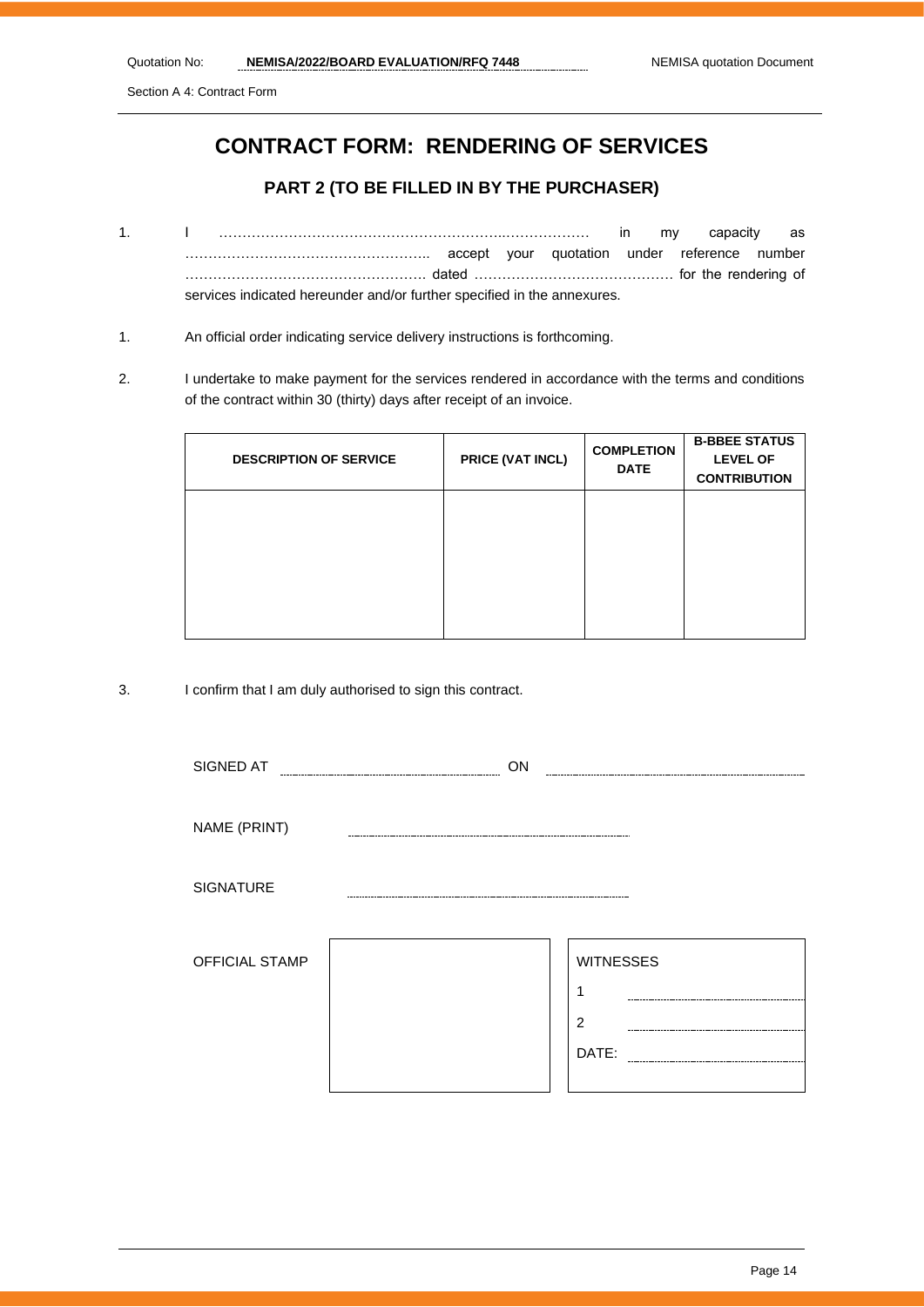# CONTRACT FORM: RENDERING OF SERVICES

## PART 2 (TO BE FILLED IN BY THE PURCHASER)

1. I ……………………………………………………..……………… in my capacity as …………………………………………….. accept your quotation under reference number ……………………………………………. dated …………………………………… for the rendering of services indicated hereunder and/or further specified in the annexures.

1. An official order indicating service delivery instructions is forthcoming.

2. I undertake to make payment for the services rendered in accordance with the terms and conditions of the contract within 30 (thirty) days after receipt of an invoice.

| DESCRIPTION OF SERVICE | PRICE (VAT INCL) | COMPLETION DATE | B-BBEE STATUS LEVEL OF CONTRIBUTION |
|---|---|---|---|
| | | | |

3. I confirm that I am duly authorised to sign this contract.

SIGNED AT ………………………… ON …………………………

NAME (PRINT) …………………………

SIGNATURE …………………………

| OFFICIAL STAMP | | WITNESSES |
|---|---|---|
| | | 1 ………………………… |
| | | 2 ………………………… |
| | | DATE: ………………………… |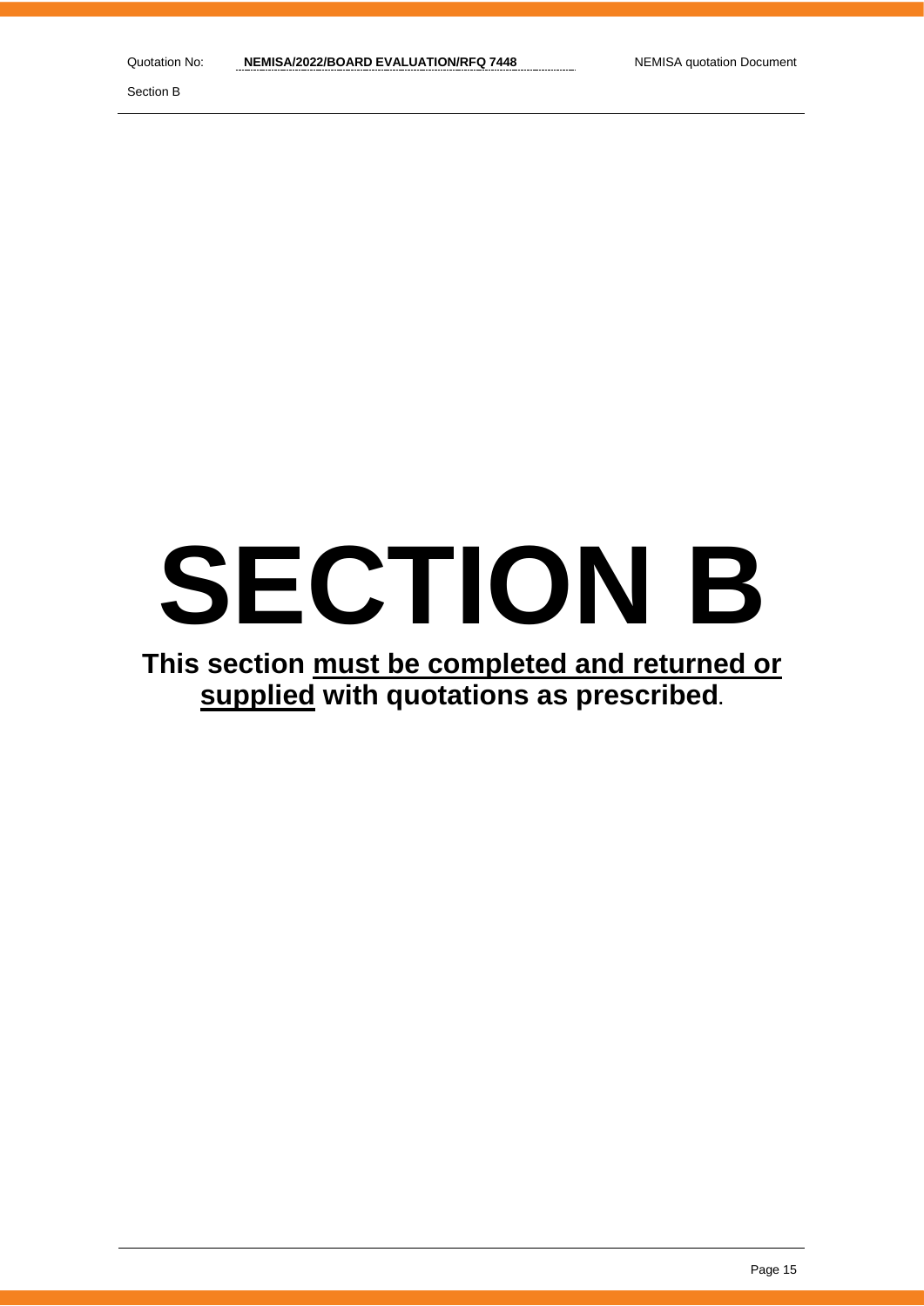# SECTION B

**This section <u>must be completed and returned or supplied</u> with quotations as prescribed.**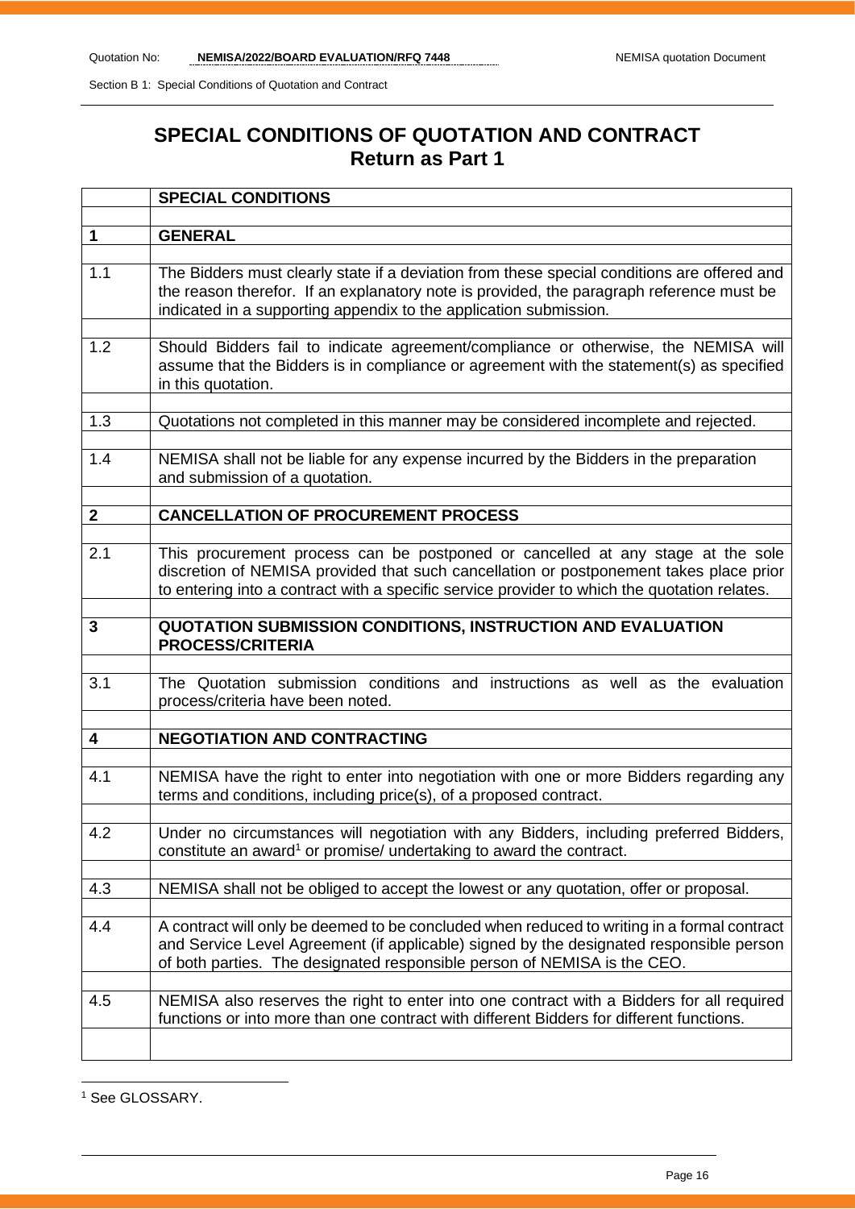Section B 1: Special Conditions of Quotation and Contract

# SPECIAL CONDITIONS OF QUOTATION AND CONTRACT
## Return as Part 1

| | **SPECIAL CONDITIONS** |
|---|---|
| **1** | **GENERAL** |
| 1.1 | The Bidders must clearly state if a deviation from these special conditions are offered and the reason therefor. If an explanatory note is provided, the paragraph reference must be indicated in a supporting appendix to the application submission. |
| 1.2 | Should Bidders fail to indicate agreement/compliance or otherwise, the NEMISA will assume that the Bidders is in compliance or agreement with the statement(s) as specified in this quotation. |
| 1.3 | Quotations not completed in this manner may be considered incomplete and rejected. |
| 1.4 | NEMISA shall not be liable for any expense incurred by the Bidders in the preparation and submission of a quotation. |
| **2** | **CANCELLATION OF PROCUREMENT PROCESS** |
| 2.1 | This procurement process can be postponed or cancelled at any stage at the sole discretion of NEMISA provided that such cancellation or postponement takes place prior to entering into a contract with a specific service provider to which the quotation relates. |
| **3** | **QUOTATION SUBMISSION CONDITIONS, INSTRUCTION AND EVALUATION PROCESS/CRITERIA** |
| 3.1 | The Quotation submission conditions and instructions as well as the evaluation process/criteria have been noted. |
| **4** | **NEGOTIATION AND CONTRACTING** |
| 4.1 | NEMISA have the right to enter into negotiation with one or more Bidders regarding any terms and conditions, including price(s), of a proposed contract. |
| 4.2 | Under no circumstances will negotiation with any Bidders, including preferred Bidders, constitute an award[1] or promise/ undertaking to award the contract. |
| 4.3 | NEMISA shall not be obliged to accept the lowest or any quotation, offer or proposal. |
| 4.4 | A contract will only be deemed to be concluded when reduced to writing in a formal contract and Service Level Agreement (if applicable) signed by the designated responsible person of both parties. The designated responsible person of NEMISA is the CEO. |
| 4.5 | NEMISA also reserves the right to enter into one contract with a Bidders for all required functions or into more than one contract with different Bidders for different functions. |
| | |

[1] See GLOSSARY.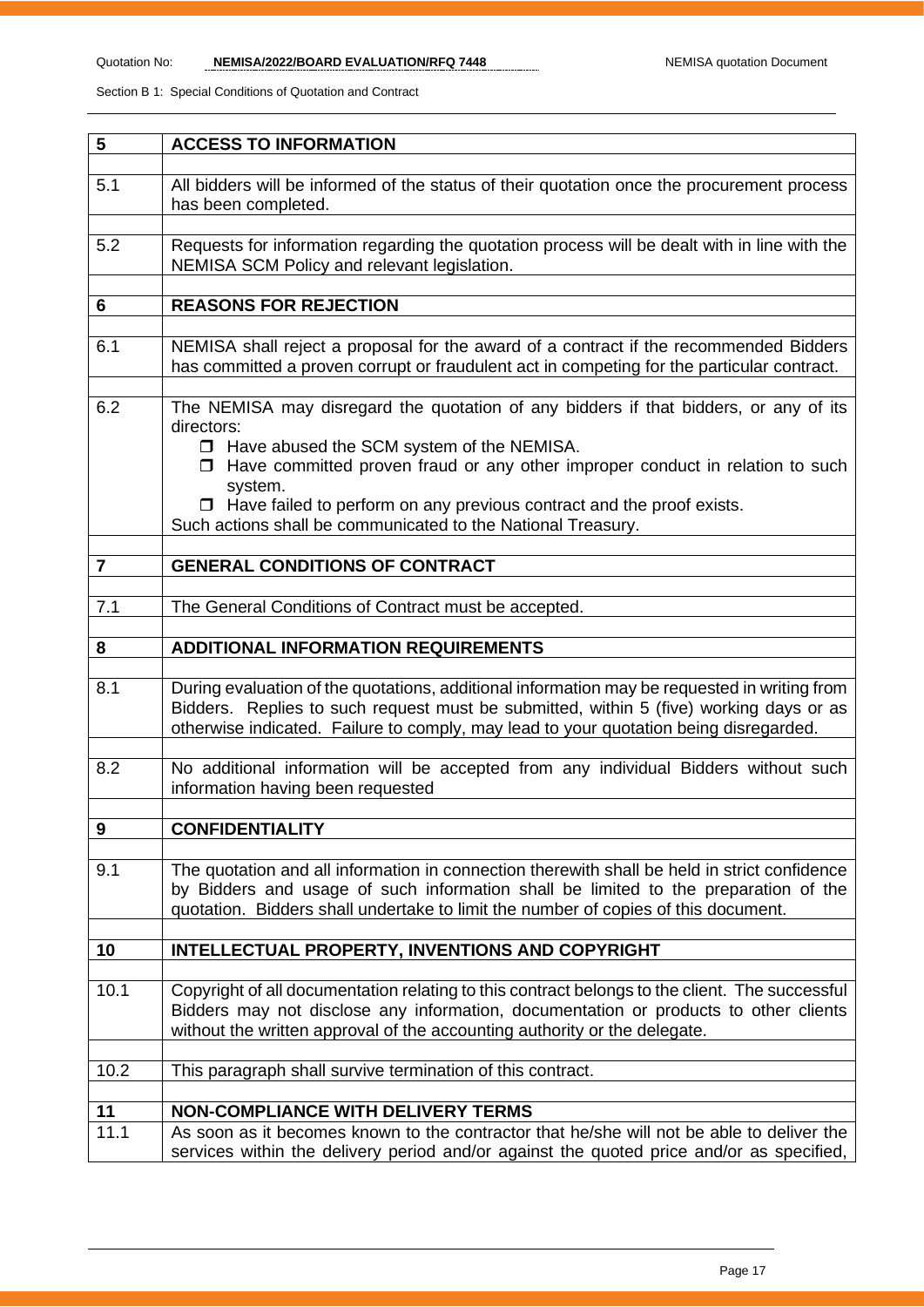| | |
|---|---|
| **5** | **ACCESS TO INFORMATION** |
| 5.1 | All bidders will be informed of the status of their quotation once the procurement process has been completed. |
| 5.2 | Requests for information regarding the quotation process will be dealt with in line with the NEMISA SCM Policy and relevant legislation. |
| **6** | **REASONS FOR REJECTION** |
| 6.1 | NEMISA shall reject a proposal for the award of a contract if the recommended Bidders has committed a proven corrupt or fraudulent act in competing for the particular contract. |
| 6.2 | The NEMISA may disregard the quotation of any bidders if that bidders, or any of its directors: <br>☐ Have abused the SCM system of the NEMISA. <br>☐ Have committed proven fraud or any other improper conduct in relation to such system. <br>☐ Have failed to perform on any previous contract and the proof exists. <br>Such actions shall be communicated to the National Treasury. |
| **7** | **GENERAL CONDITIONS OF CONTRACT** |
| 7.1 | The General Conditions of Contract must be accepted. |
| **8** | **ADDITIONAL INFORMATION REQUIREMENTS** |
| 8.1 | During evaluation of the quotations, additional information may be requested in writing from Bidders. Replies to such request must be submitted, within 5 (five) working days or as otherwise indicated. Failure to comply, may lead to your quotation being disregarded. |
| 8.2 | No additional information will be accepted from any individual Bidders without such information having been requested |
| **9** | **CONFIDENTIALITY** |
| 9.1 | The quotation and all information in connection therewith shall be held in strict confidence by Bidders and usage of such information shall be limited to the preparation of the quotation. Bidders shall undertake to limit the number of copies of this document. |
| **10** | **INTELLECTUAL PROPERTY, INVENTIONS AND COPYRIGHT** |
| 10.1 | Copyright of all documentation relating to this contract belongs to the client. The successful Bidders may not disclose any information, documentation or products to other clients without the written approval of the accounting authority or the delegate. |
| 10.2 | This paragraph shall survive termination of this contract. |
| **11** | **NON-COMPLIANCE WITH DELIVERY TERMS** |
| 11.1 | As soon as it becomes known to the contractor that he/she will not be able to deliver the services within the delivery period and/or against the quoted price and/or as specified, |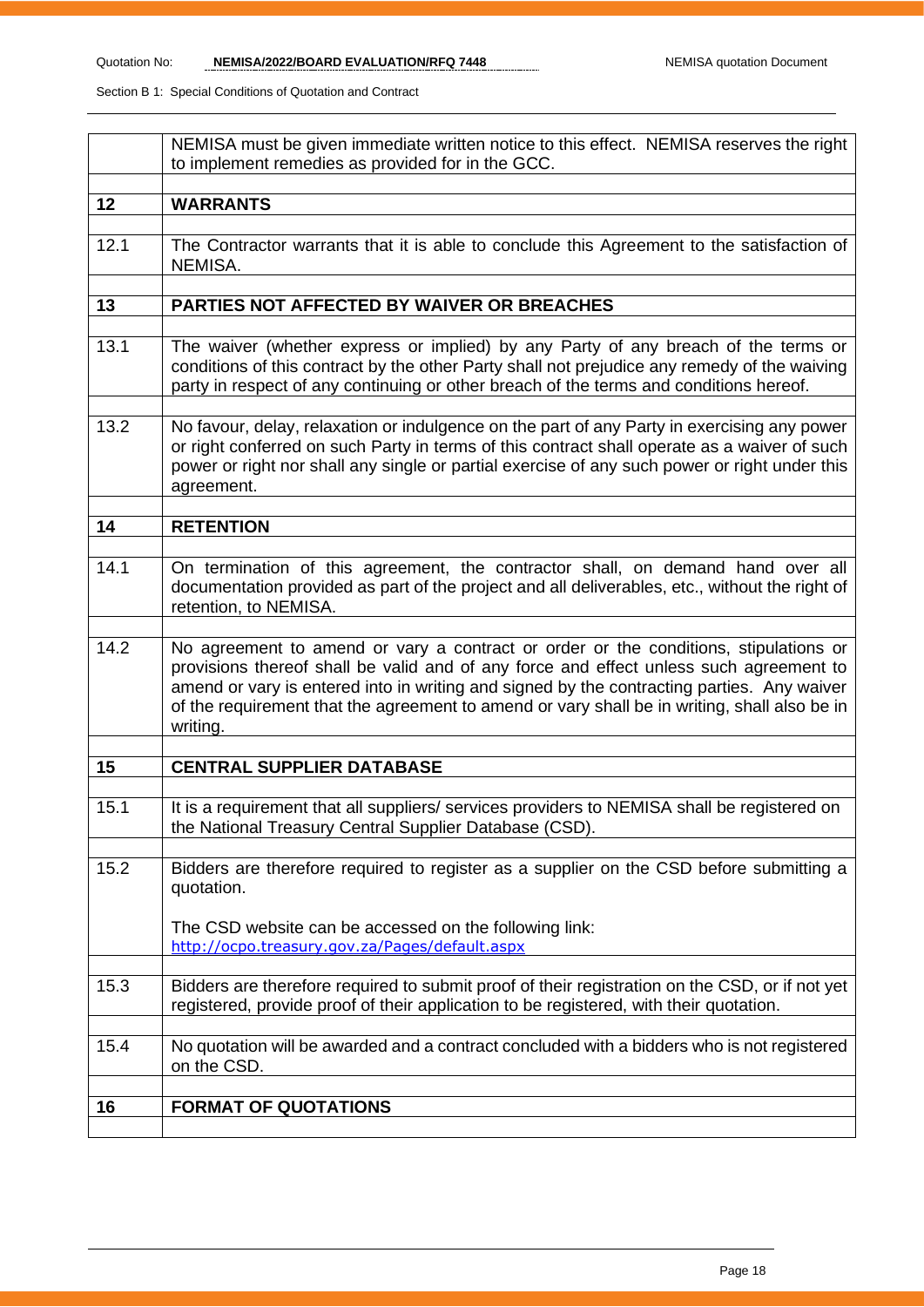|  |  |
|---|---|
|  | NEMISA must be given immediate written notice to this effect. NEMISA reserves the right to implement remedies as provided for in the GCC. |
| **12** | **WARRANTS** |
| 12.1 | The Contractor warrants that it is able to conclude this Agreement to the satisfaction of NEMISA. |
| **13** | **PARTIES NOT AFFECTED BY WAIVER OR BREACHES** |
| 13.1 | The waiver (whether express or implied) by any Party of any breach of the terms or conditions of this contract by the other Party shall not prejudice any remedy of the waiving party in respect of any continuing or other breach of the terms and conditions hereof. |
| 13.2 | No favour, delay, relaxation or indulgence on the part of any Party in exercising any power or right conferred on such Party in terms of this contract shall operate as a waiver of such power or right nor shall any single or partial exercise of any such power or right under this agreement. |
| **14** | **RETENTION** |
| 14.1 | On termination of this agreement, the contractor shall, on demand hand over all documentation provided as part of the project and all deliverables, etc., without the right of retention, to NEMISA. |
| 14.2 | No agreement to amend or vary a contract or order or the conditions, stipulations or provisions thereof shall be valid and of any force and effect unless such agreement to amend or vary is entered into in writing and signed by the contracting parties. Any waiver of the requirement that the agreement to amend or vary shall be in writing, shall also be in writing. |
| **15** | **CENTRAL SUPPLIER DATABASE** |
| 15.1 | It is a requirement that all suppliers/ services providers to NEMISA shall be registered on the National Treasury Central Supplier Database (CSD). |
| 15.2 | Bidders are therefore required to register as a supplier on the CSD before submitting a quotation.<br><br>The CSD website can be accessed on the following link:<br>http://ocpo.treasury.gov.za/Pages/default.aspx |
| 15.3 | Bidders are therefore required to submit proof of their registration on the CSD, or if not yet registered, provide proof of their application to be registered, with their quotation. |
| 15.4 | No quotation will be awarded and a contract concluded with a bidders who is not registered on the CSD. |
| **16** | **FORMAT OF QUOTATIONS** |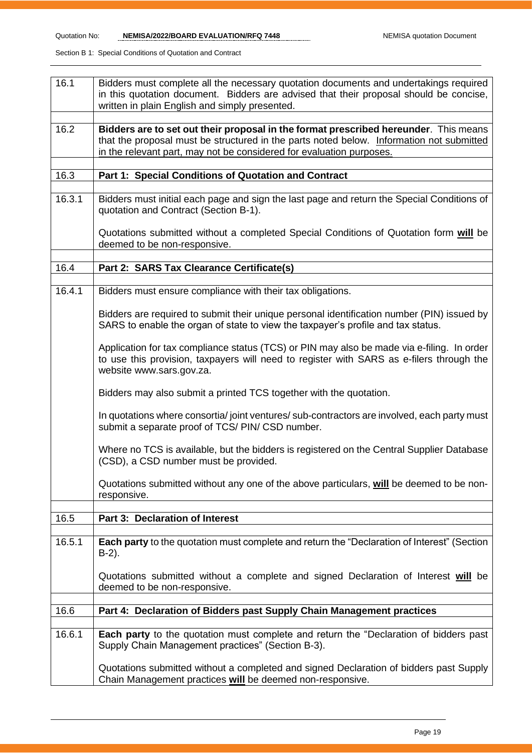| | |
|---|---|
| 16.1 | Bidders must complete all the necessary quotation documents and undertakings required in this quotation document. Bidders are advised that their proposal should be concise, written in plain English and simply presented. |
| | |
| 16.2 | **Bidders are to set out their proposal in the format prescribed hereunder**. This means that the proposal must be structured in the parts noted below. Information not submitted in the relevant part, may not be considered for evaluation purposes. |
| | |
| 16.3 | **Part 1: Special Conditions of Quotation and Contract** |
| | |
| 16.3.1 | Bidders must initial each page and sign the last page and return the Special Conditions of quotation and Contract (Section B-1).<br><br>Quotations submitted without a completed Special Conditions of Quotation form **will** be deemed to be non-responsive. |
| | |
| 16.4 | **Part 2: SARS Tax Clearance Certificate(s)** |
| | |
| 16.4.1 | Bidders must ensure compliance with their tax obligations.<br><br>Bidders are required to submit their unique personal identification number (PIN) issued by SARS to enable the organ of state to view the taxpayer's profile and tax status.<br><br>Application for tax compliance status (TCS) or PIN may also be made via e-filing. In order to use this provision, taxpayers will need to register with SARS as e-filers through the website www.sars.gov.za.<br><br>Bidders may also submit a printed TCS together with the quotation.<br><br>In quotations where consortia/ joint ventures/ sub-contractors are involved, each party must submit a separate proof of TCS/ PIN/ CSD number.<br><br>Where no TCS is available, but the bidders is registered on the Central Supplier Database (CSD), a CSD number must be provided.<br><br>Quotations submitted without any one of the above particulars, **will** be deemed to be non-responsive. |
| | |
| 16.5 | **Part 3: Declaration of Interest** |
| | |
| 16.5.1 | **Each party** to the quotation must complete and return the "Declaration of Interest" (Section B-2).<br><br>Quotations submitted without a complete and signed Declaration of Interest **will** be deemed to be non-responsive. |
| | |
| 16.6 | **Part 4: Declaration of Bidders past Supply Chain Management practices** |
| | |
| 16.6.1 | **Each party** to the quotation must complete and return the "Declaration of bidders past Supply Chain Management practices" (Section B-3).<br><br>Quotations submitted without a completed and signed Declaration of bidders past Supply Chain Management practices **will** be deemed non-responsive. |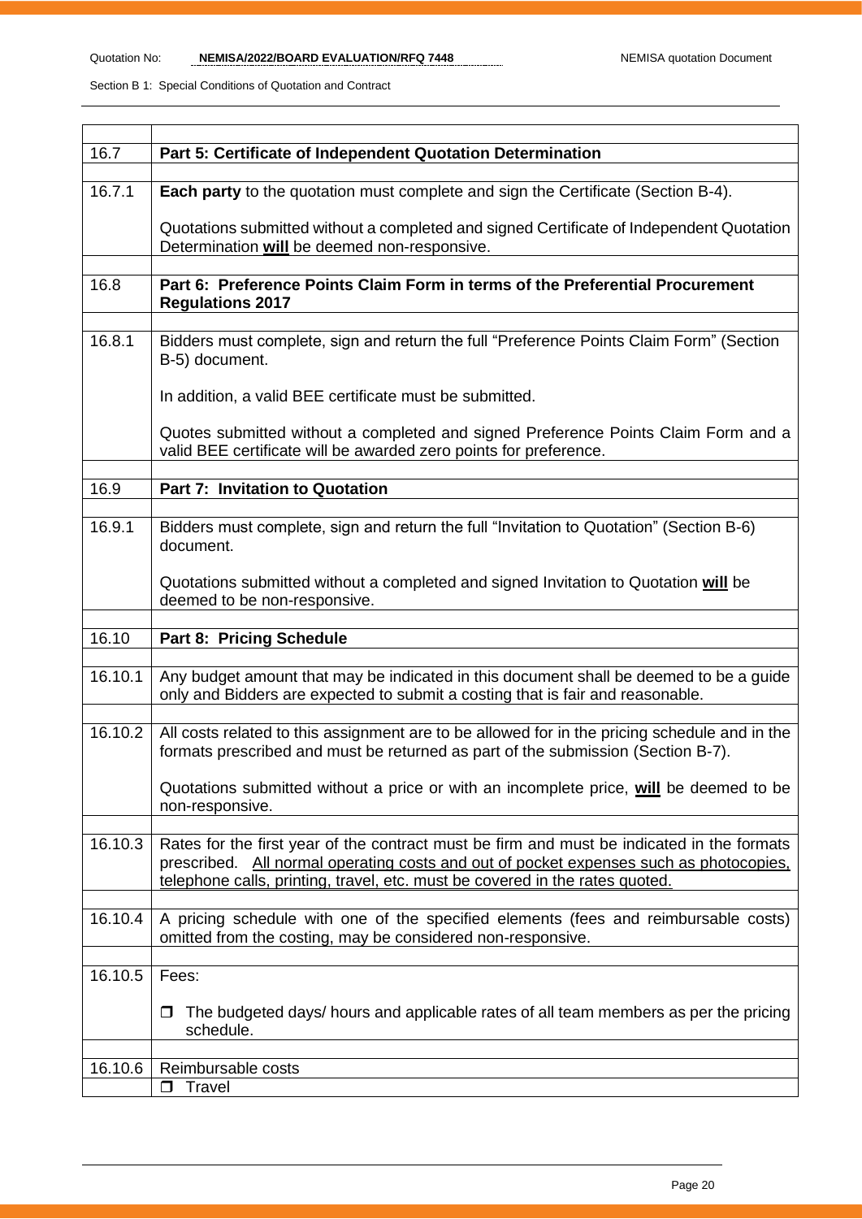| | |
|---|---|
| 16.7 | **Part 5: Certificate of Independent Quotation Determination** |
| 16.7.1 | **Each party** to the quotation must complete and sign the Certificate (Section B-4).<br><br>Quotations submitted without a completed and signed Certificate of Independent Quotation Determination **will** be deemed non-responsive. |
| 16.8 | **Part 6: Preference Points Claim Form in terms of the Preferential Procurement Regulations 2017** |
| 16.8.1 | Bidders must complete, sign and return the full "Preference Points Claim Form" (Section B-5) document.<br><br>In addition, a valid BEE certificate must be submitted.<br><br>Quotes submitted without a completed and signed Preference Points Claim Form and a valid BEE certificate will be awarded zero points for preference. |
| 16.9 | **Part 7: Invitation to Quotation** |
| 16.9.1 | Bidders must complete, sign and return the full "Invitation to Quotation" (Section B-6) document.<br><br>Quotations submitted without a completed and signed Invitation to Quotation **will** be deemed to be non-responsive. |
| 16.10 | **Part 8: Pricing Schedule** |
| 16.10.1 | Any budget amount that may be indicated in this document shall be deemed to be a guide only and Bidders are expected to submit a costing that is fair and reasonable. |
| 16.10.2 | All costs related to this assignment are to be allowed for in the pricing schedule and in the formats prescribed and must be returned as part of the submission (Section B-7).<br><br>Quotations submitted without a price or with an incomplete price, **will** be deemed to be non-responsive. |
| 16.10.3 | Rates for the first year of the contract must be firm and must be indicated in the formats prescribed. All normal operating costs and out of pocket expenses such as photocopies, telephone calls, printing, travel, etc. must be covered in the rates quoted. |
| 16.10.4 | A pricing schedule with one of the specified elements (fees and reimbursable costs) omitted from the costing, may be considered non-responsive. |
| 16.10.5 | Fees:<br><br>❒ The budgeted days/ hours and applicable rates of all team members as per the pricing schedule. |
| 16.10.6 | Reimbursable costs |
| | ❒ Travel |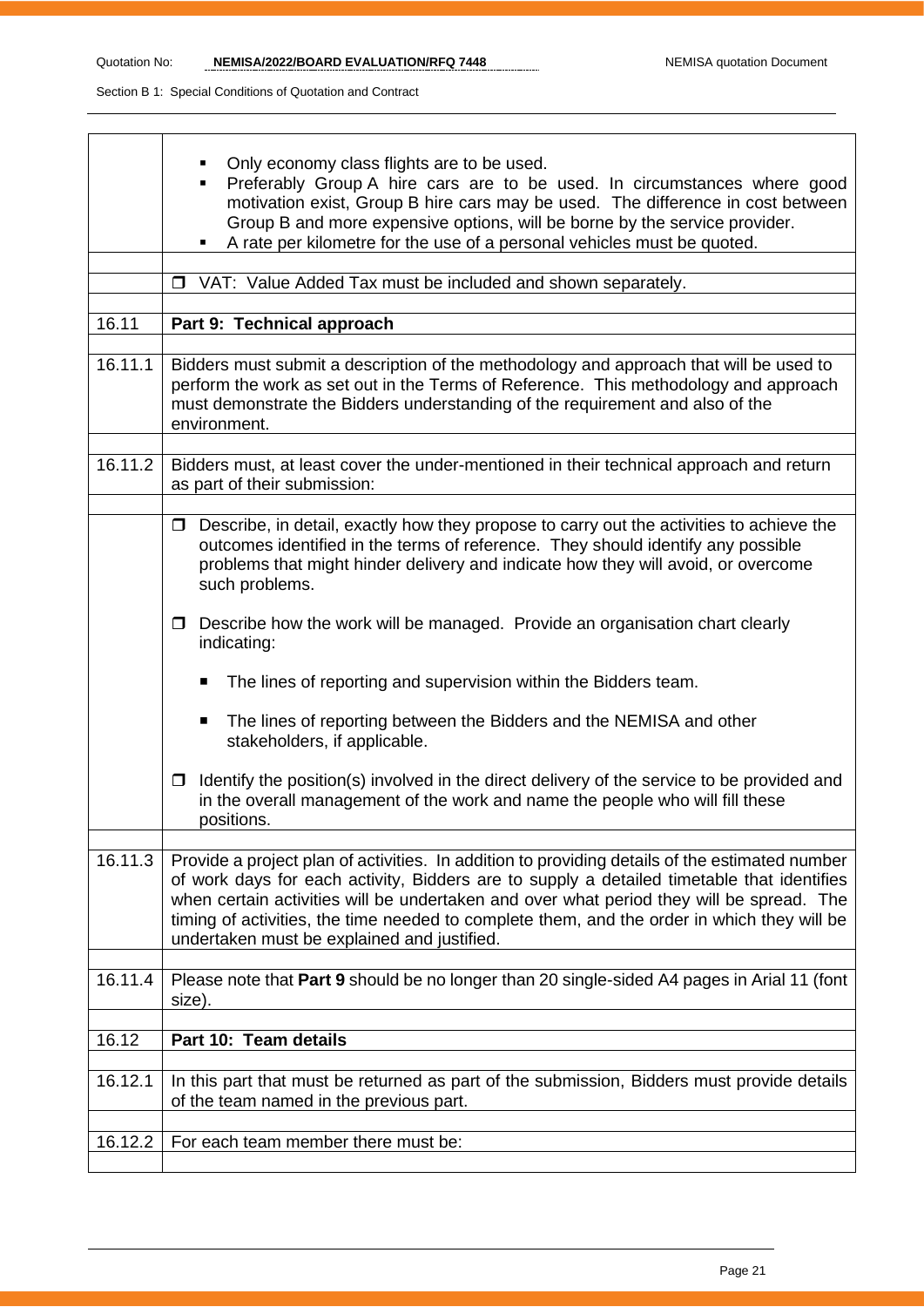| | |
|---|---|
| | ▪ Only economy class flights are to be used.<br>▪ Preferably Group A hire cars are to be used. In circumstances where good motivation exist, Group B hire cars may be used. The difference in cost between Group B and more expensive options, will be borne by the service provider.<br>▪ A rate per kilometre for the use of a personal vehicles must be quoted. |
| | |
| | ❒ VAT: Value Added Tax must be included and shown separately. |
| | |
| 16.11 | **Part 9: Technical approach** |
| | |
| 16.11.1 | Bidders must submit a description of the methodology and approach that will be used to perform the work as set out in the Terms of Reference. This methodology and approach must demonstrate the Bidders understanding of the requirement and also of the environment. |
| | |
| 16.11.2 | Bidders must, at least cover the under-mentioned in their technical approach and return as part of their submission: |
| | |
| | ❒ Describe, in detail, exactly how they propose to carry out the activities to achieve the outcomes identified in the terms of reference. They should identify any possible problems that might hinder delivery and indicate how they will avoid, or overcome such problems.<br><br>❒ Describe how the work will be managed. Provide an organisation chart clearly indicating:<br><br>▪ The lines of reporting and supervision within the Bidders team.<br><br>▪ The lines of reporting between the Bidders and the NEMISA and other stakeholders, if applicable.<br><br>❒ Identify the position(s) involved in the direct delivery of the service to be provided and in the overall management of the work and name the people who will fill these positions. |
| | |
| 16.11.3 | Provide a project plan of activities. In addition to providing details of the estimated number of work days for each activity, Bidders are to supply a detailed timetable that identifies when certain activities will be undertaken and over what period they will be spread. The timing of activities, the time needed to complete them, and the order in which they will be undertaken must be explained and justified. |
| | |
| 16.11.4 | Please note that **Part 9** should be no longer than 20 single-sided A4 pages in Arial 11 (font size). |
| | |
| 16.12 | **Part 10: Team details** |
| | |
| 16.12.1 | In this part that must be returned as part of the submission, Bidders must provide details of the team named in the previous part. |
| | |
| 16.12.2 | For each team member there must be: |
| | |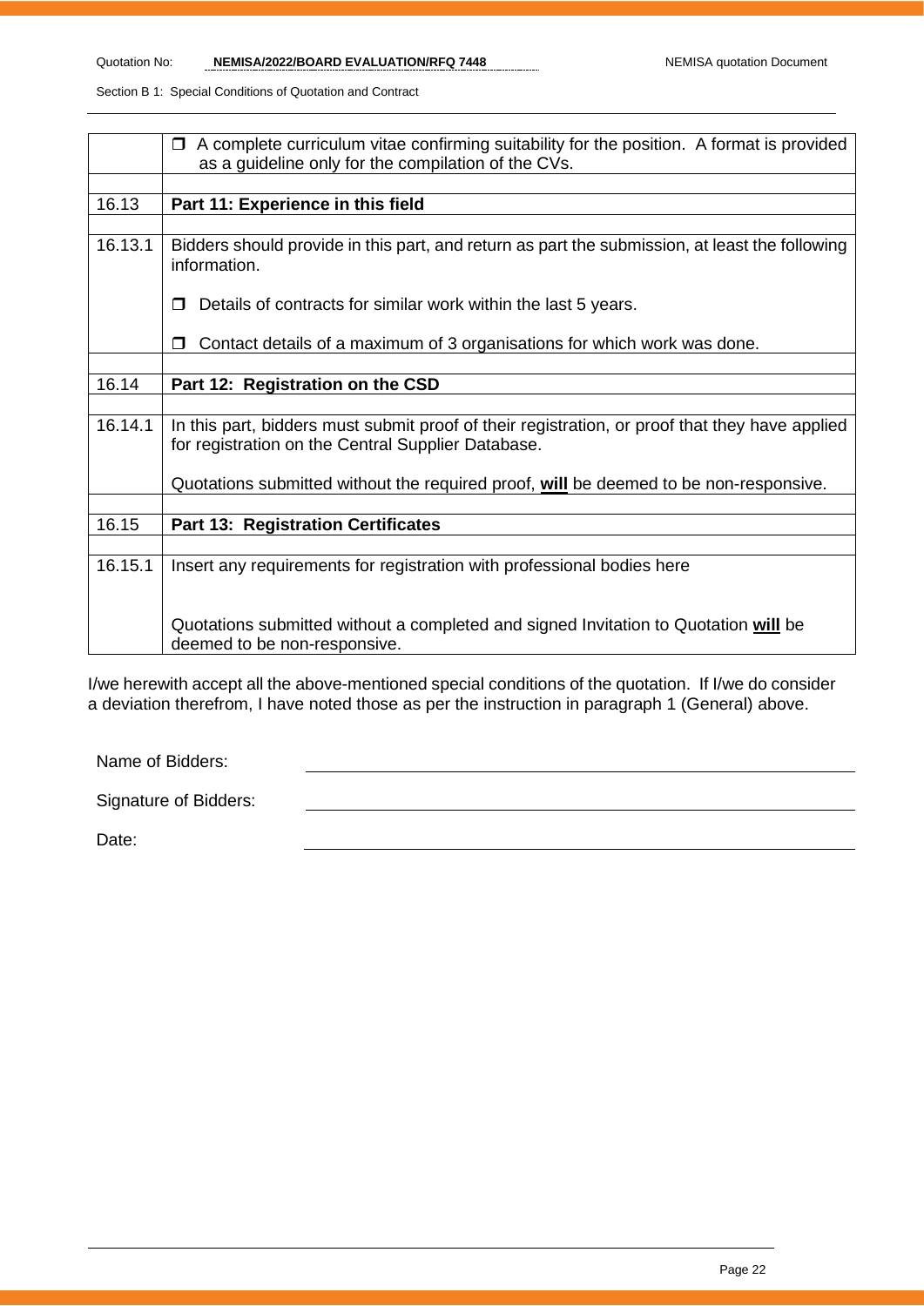| | |
|---|---|
| | ❒ A complete curriculum vitae confirming suitability for the position. A format is provided as a guideline only for the compilation of the CVs. |
| | |
| 16.13 | **Part 11: Experience in this field** |
| | |
| 16.13.1 | Bidders should provide in this part, and return as part the submission, at least the following information.<br><br>❒ Details of contracts for similar work within the last 5 years.<br><br>❒ Contact details of a maximum of 3 organisations for which work was done. |
| | |
| 16.14 | **Part 12: Registration on the CSD** |
| | |
| 16.14.1 | In this part, bidders must submit proof of their registration, or proof that they have applied for registration on the Central Supplier Database.<br><br>Quotations submitted without the required proof, **will** be deemed to be non-responsive. |
| | |
| 16.15 | **Part 13: Registration Certificates** |
| | |
| 16.15.1 | Insert any requirements for registration with professional bodies here<br><br>Quotations submitted without a completed and signed Invitation to Quotation **will** be deemed to be non-responsive. |

I/we herewith accept all the above-mentioned special conditions of the quotation. If I/we do consider a deviation therefrom, I have noted those as per the instruction in paragraph 1 (General) above.

Name of Bidders: ______________________________

Signature of Bidders: ______________________________

Date: ______________________________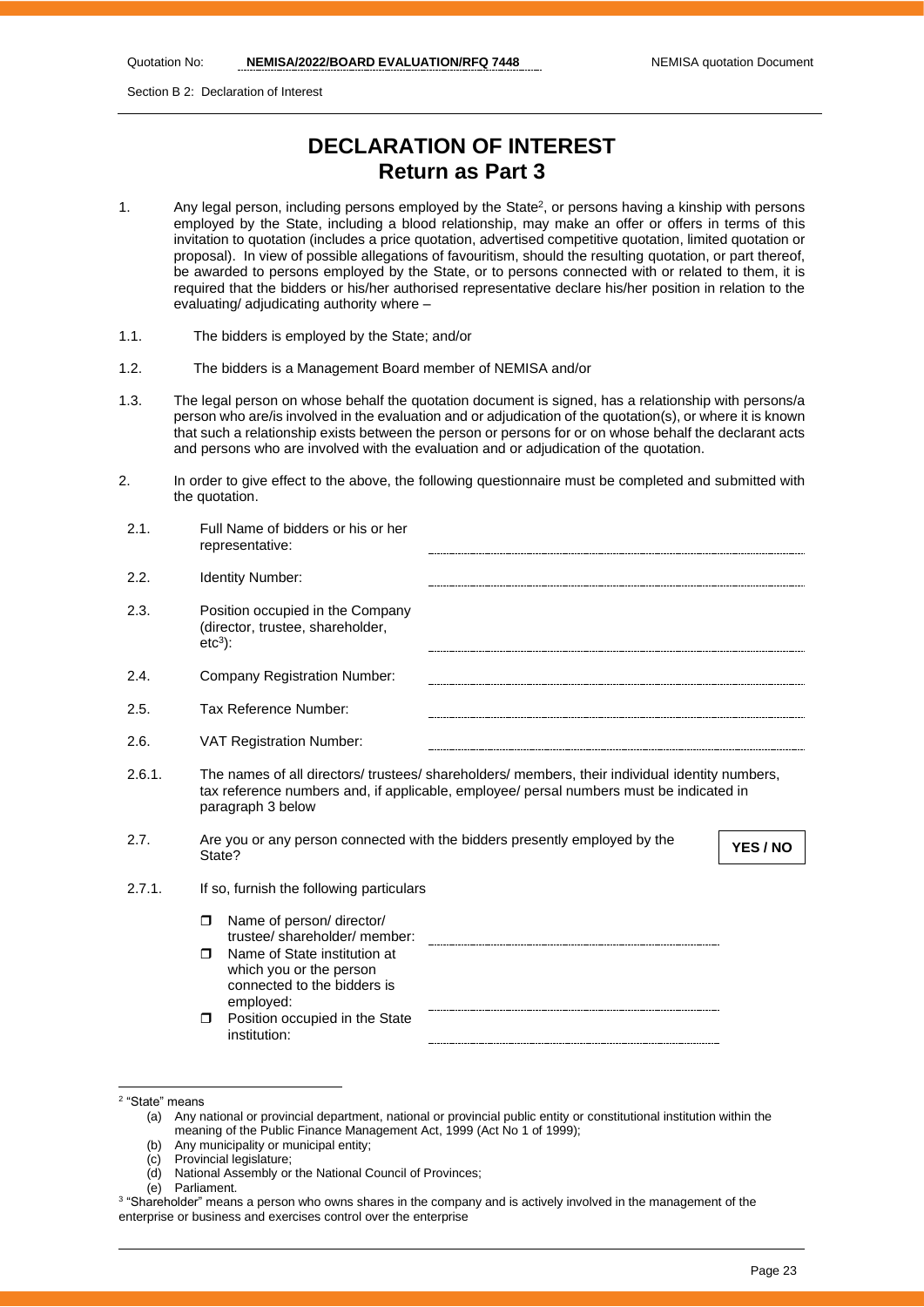# DECLARATION OF INTEREST

## Return as Part 3

1. Any legal person, including persons employed by the State[2], or persons having a kinship with persons employed by the State, including a blood relationship, may make an offer or offers in terms of this invitation to quotation (includes a price quotation, advertised competitive quotation, limited quotation or proposal). In view of possible allegations of favouritism, should the resulting quotation, or part thereof, be awarded to persons employed by the State, or to persons connected with or related to them, it is required that the bidders or his/her authorised representative declare his/her position in relation to the evaluating/ adjudicating authority where –

1.1. The bidders is employed by the State; and/or

1.2. The bidders is a Management Board member of NEMISA and/or

1.3. The legal person on whose behalf the quotation document is signed, has a relationship with persons/a person who are/is involved in the evaluation and or adjudication of the quotation(s), or where it is known that such a relationship exists between the person or persons for or on whose behalf the declarant acts and persons who are involved with the evaluation and or adjudication of the quotation.

2. In order to give effect to the above, the following questionnaire must be completed and submitted with the quotation.

2.1. Full Name of bidders or his or her representative: ..............................

2.2. Identity Number: ..............................

2.3. Position occupied in the Company (director, trustee, shareholder, etc[3]): ..............................

2.4. Company Registration Number: ..............................

2.5. Tax Reference Number: ..............................

2.6. VAT Registration Number: ..............................

2.6.1. The names of all directors/ trustees/ shareholders/ members, their individual identity numbers, tax reference numbers and, if applicable, employee/ persal numbers must be indicated in paragraph 3 below

2.7. Are you or any person connected with the bidders presently employed by the State? **YES / NO**

2.7.1. If so, furnish the following particulars

- Name of person/ director/ trustee/ shareholder/ member: ..............................
- Name of State institution at which you or the person connected to the bidders is employed: ..............................
- Position occupied in the State institution: ..............................

---

[2] "State" means

(a) Any national or provincial department, national or provincial public entity or constitutional institution within the meaning of the Public Finance Management Act, 1999 (Act No 1 of 1999);
(b) Any municipality or municipal entity;
(c) Provincial legislature;
(d) National Assembly or the National Council of Provinces;
(e) Parliament.

[3] "Shareholder" means a person who owns shares in the company and is actively involved in the management of the enterprise or business and exercises control over the enterprise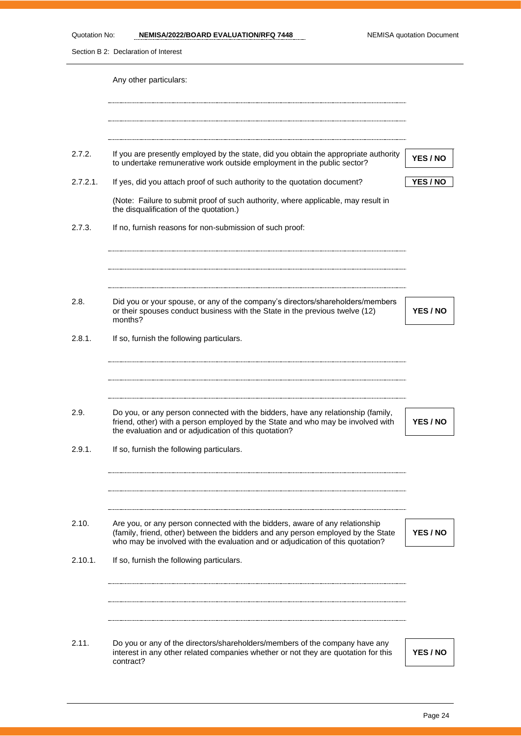Any other particulars:

............................................................................................................................................

............................................................................................................................................

............................................................................................................................................

2.7.2. If you are presently employed by the state, did you obtain the appropriate authority to undertake remunerative work outside employment in the public sector? **YES / NO**

2.7.2.1. If yes, did you attach proof of such authority to the quotation document? **YES / NO**

(Note: Failure to submit proof of such authority, where applicable, may result in the disqualification of the quotation.)

2.7.3. If no, furnish reasons for non-submission of such proof:

............................................................................................................................................

............................................................................................................................................

............................................................................................................................................

2.8. Did you or your spouse, or any of the company's directors/shareholders/members or their spouses conduct business with the State in the previous twelve (12) months? **YES / NO**

2.8.1. If so, furnish the following particulars.

............................................................................................................................................

............................................................................................................................................

............................................................................................................................................

2.9. Do you, or any person connected with the bidders, have any relationship (family, friend, other) with a person employed by the State and who may be involved with the evaluation and or adjudication of this quotation? **YES / NO**

2.9.1. If so, furnish the following particulars.

............................................................................................................................................

............................................................................................................................................

............................................................................................................................................

2.10. Are you, or any person connected with the bidders, aware of any relationship (family, friend, other) between the bidders and any person employed by the State who may be involved with the evaluation and or adjudication of this quotation? **YES / NO**

2.10.1. If so, furnish the following particulars.

............................................................................................................................................

............................................................................................................................................

............................................................................................................................................

2.11. Do you or any of the directors/shareholders/members of the company have any interest in any other related companies whether or not they are quotation for this contract? **YES / NO**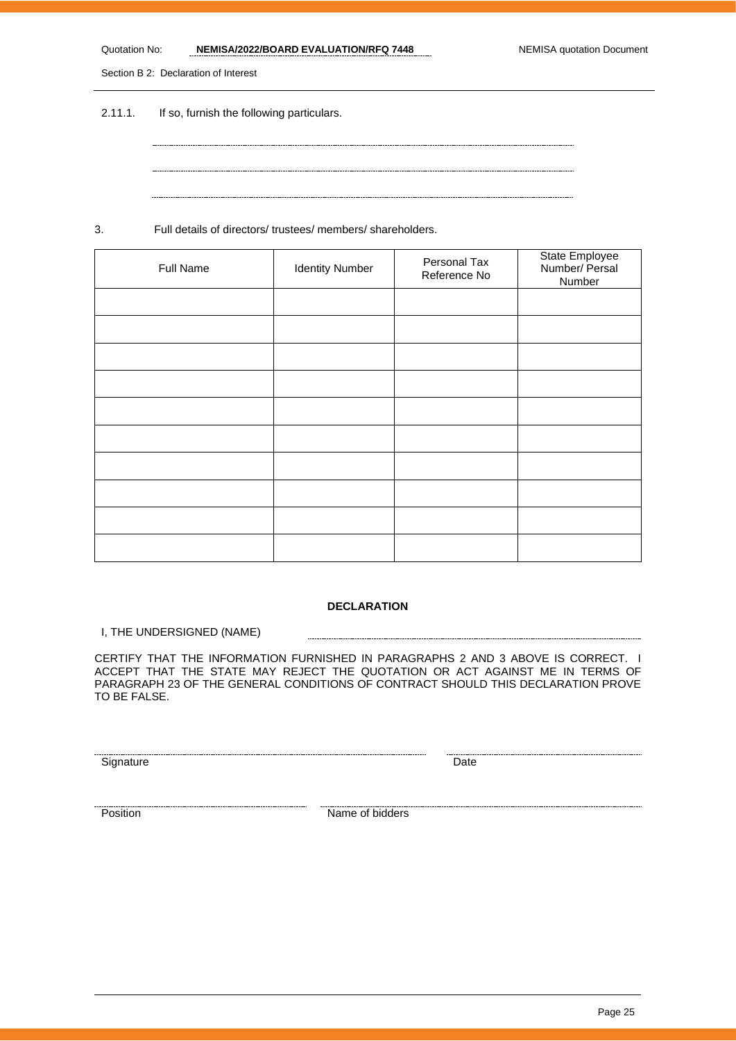2.11.1. If so, furnish the following particulars.

.............................................................................................................................................

.............................................................................................................................................

.............................................................................................................................................

3. Full details of directors/ trustees/ members/ shareholders.

| Full Name | Identity Number | Personal Tax Reference No | State Employee Number/ Persal Number |
|---|---|---|---|
| | | | |
| | | | |
| | | | |
| | | | |
| | | | |
| | | | |
| | | | |
| | | | |
| | | | |
| | | | |

**DECLARATION**

I, THE UNDERSIGNED (NAME) .............................................................................................

CERTIFY THAT THE INFORMATION FURNISHED IN PARAGRAPHS 2 AND 3 ABOVE IS CORRECT. I ACCEPT THAT THE STATE MAY REJECT THE QUOTATION OR ACT AGAINST ME IN TERMS OF PARAGRAPH 23 OF THE GENERAL CONDITIONS OF CONTRACT SHOULD THIS DECLARATION PROVE TO BE FALSE.

............................................................................................ ............................................
Signature Date

............................................................ ............................................................................
Position Name of bidders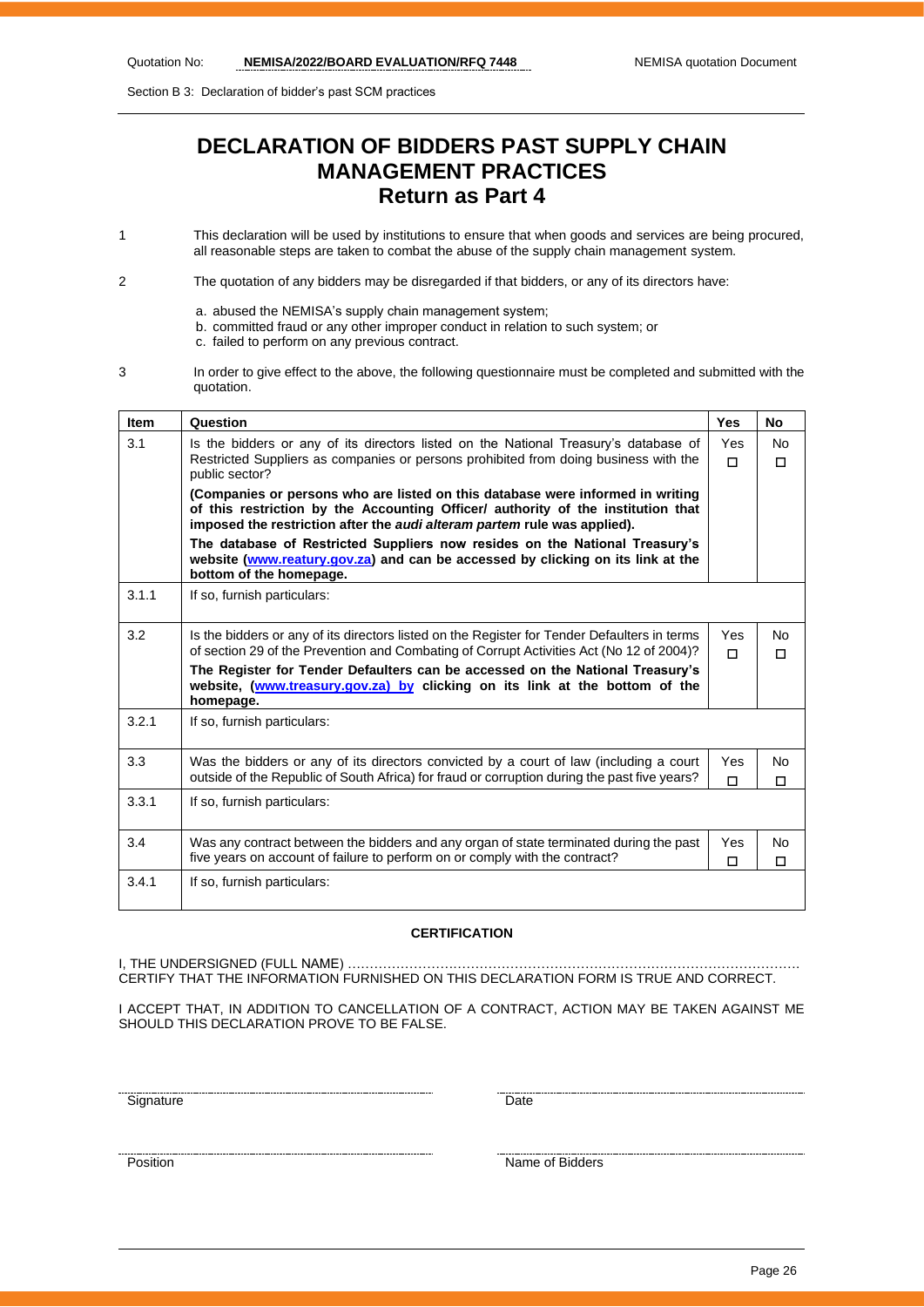# DECLARATION OF BIDDERS PAST SUPPLY CHAIN MANAGEMENT PRACTICES
## Return as Part 4

1. This declaration will be used by institutions to ensure that when goods and services are being procured, all reasonable steps are taken to combat the abuse of the supply chain management system.

2. The quotation of any bidders may be disregarded if that bidders, or any of its directors have:

   a. abused the NEMISA's supply chain management system;
   b. committed fraud or any other improper conduct in relation to such system; or
   c. failed to perform on any previous contract.

3. In order to give effect to the above, the following questionnaire must be completed and submitted with the quotation.

| Item | Question | Yes | No |
|---|---|---|---|
| 3.1 | Is the bidders or any of its directors listed on the National Treasury's database of Restricted Suppliers as companies or persons prohibited from doing business with the public sector?<br>**(Companies or persons who are listed on this database were informed in writing of this restriction by the Accounting Officer/ authority of the institution that imposed the restriction after the *audi alteram partem* rule was applied).**<br>**The database of Restricted Suppliers now resides on the National Treasury's website (www.reatury.gov.za) and can be accessed by clicking on its link at the bottom of the homepage.** | Yes ☐ | No ☐ |
| 3.1.1 | If so, furnish particulars: | | |
| 3.2 | Is the bidders or any of its directors listed on the Register for Tender Defaulters in terms of section 29 of the Prevention and Combating of Corrupt Activities Act (No 12 of 2004)?<br>**The Register for Tender Defaulters can be accessed on the National Treasury's website, (www.treasury.gov.za) by clicking on its link at the bottom of the homepage.** | Yes ☐ | No ☐ |
| 3.2.1 | If so, furnish particulars: | | |
| 3.3 | Was the bidders or any of its directors convicted by a court of law (including a court outside of the Republic of South Africa) for fraud or corruption during the past five years? | Yes ☐ | No ☐ |
| 3.3.1 | If so, furnish particulars: | | |
| 3.4 | Was any contract between the bidders and any organ of state terminated during the past five years on account of failure to perform on or comply with the contract? | Yes ☐ | No ☐ |
| 3.4.1 | If so, furnish particulars: | | |

**CERTIFICATION**

I, THE UNDERSIGNED (FULL NAME) ………………………………………………………………………………………
CERTIFY THAT THE INFORMATION FURNISHED ON THIS DECLARATION FORM IS TRUE AND CORRECT.

I ACCEPT THAT, IN ADDITION TO CANCELLATION OF A CONTRACT, ACTION MAY BE TAKEN AGAINST ME SHOULD THIS DECLARATION PROVE TO BE FALSE.

| | |
|---|---|
| ……………………………………… | ……………………………………… |
| Signature | Date |
| ……………………………………… | ……………………………………… |
| Position | Name of Bidders |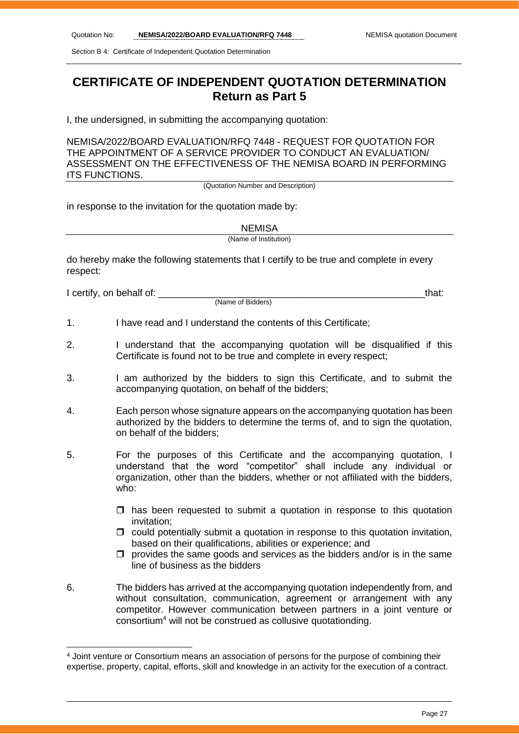# CERTIFICATE OF INDEPENDENT QUOTATION DETERMINATION
## Return as Part 5

I, the undersigned, in submitting the accompanying quotation:

NEMISA/2022/BOARD EVALUATION/RFQ 7448 - REQUEST FOR QUOTATION FOR THE APPOINTMENT OF A SERVICE PROVIDER TO CONDUCT AN EVALUATION/ ASSESSMENT ON THE EFFECTIVENESS OF THE NEMISA BOARD IN PERFORMING ITS FUNCTIONS.

(Quotation Number and Description)

in response to the invitation for the quotation made by:

NEMISA

(Name of Institution)

do hereby make the following statements that I certify to be true and complete in every respect:

I certify, on behalf of: ___________________________________________________that:

(Name of Bidders)

1. I have read and I understand the contents of this Certificate;

2. I understand that the accompanying quotation will be disqualified if this Certificate is found not to be true and complete in every respect;

3. I am authorized by the bidders to sign this Certificate, and to submit the accompanying quotation, on behalf of the bidders;

4. Each person whose signature appears on the accompanying quotation has been authorized by the bidders to determine the terms of, and to sign the quotation, on behalf of the bidders;

5. For the purposes of this Certificate and the accompanying quotation, I understand that the word "competitor" shall include any individual or organization, other than the bidders, whether or not affiliated with the bidders, who:

   - has been requested to submit a quotation in response to this quotation invitation;
   - could potentially submit a quotation in response to this quotation invitation, based on their qualifications, abilities or experience; and
   - provides the same goods and services as the bidders and/or is in the same line of business as the bidders

6. The bidders has arrived at the accompanying quotation independently from, and without consultation, communication, agreement or arrangement with any competitor. However communication between partners in a joint venture or consortium[4] will not be construed as collusive quotationding.

[4] Joint venture or Consortium means an association of persons for the purpose of combining their expertise, property, capital, efforts, skill and knowledge in an activity for the execution of a contract.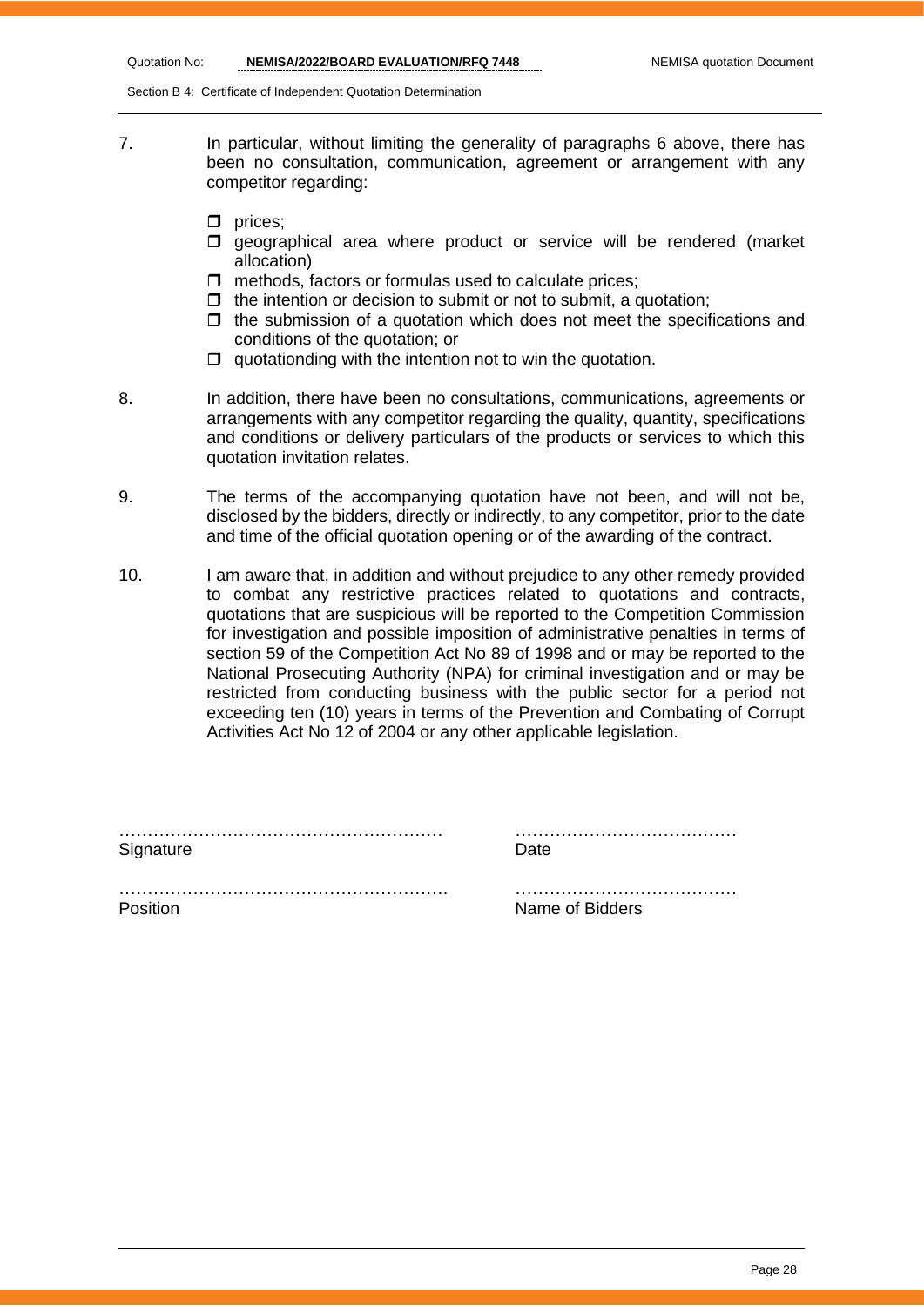7. In particular, without limiting the generality of paragraphs 6 above, there has been no consultation, communication, agreement or arrangement with any competitor regarding:

   - prices;
   - geographical area where product or service will be rendered (market allocation)
   - methods, factors or formulas used to calculate prices;
   - the intention or decision to submit or not to submit, a quotation;
   - the submission of a quotation which does not meet the specifications and conditions of the quotation; or
   - quotationding with the intention not to win the quotation.

8. In addition, there have been no consultations, communications, agreements or arrangements with any competitor regarding the quality, quantity, specifications and conditions or delivery particulars of the products or services to which this quotation invitation relates.

9. The terms of the accompanying quotation have not been, and will not be, disclosed by the bidders, directly or indirectly, to any competitor, prior to the date and time of the official quotation opening or of the awarding of the contract.

10. I am aware that, in addition and without prejudice to any other remedy provided to combat any restrictive practices related to quotations and contracts, quotations that are suspicious will be reported to the Competition Commission for investigation and possible imposition of administrative penalties in terms of section 59 of the Competition Act No 89 of 1998 and or may be reported to the National Prosecuting Authority (NPA) for criminal investigation and or may be restricted from conducting business with the public sector for a period not exceeding ten (10) years in terms of the Prevention and Combating of Corrupt Activities Act No 12 of 2004 or any other applicable legislation.

………………………………………………… ………………………………… 
Signature Date

………………………………………………… …………………………………
Position Name of Bidders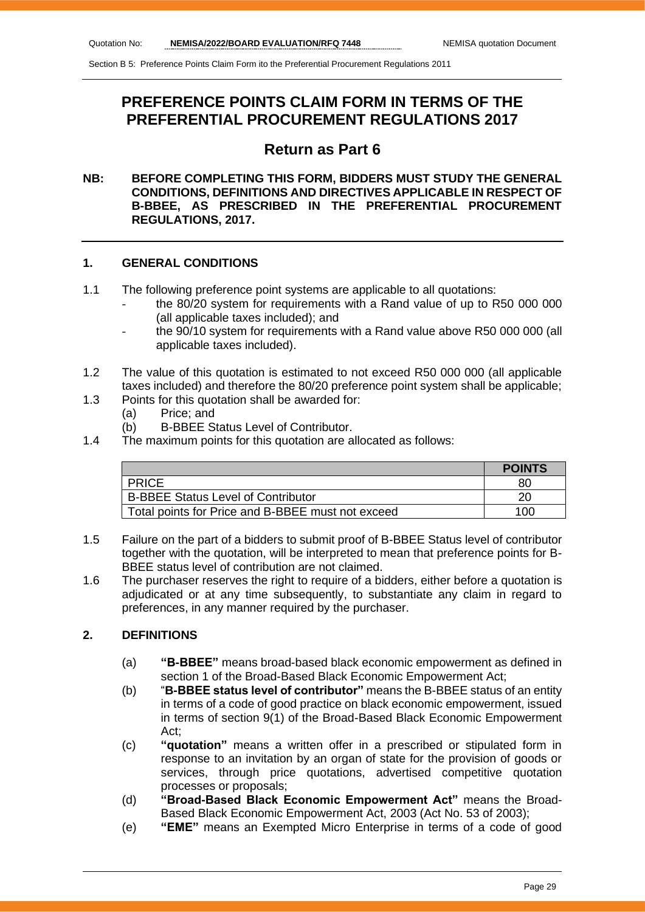# PREFERENCE POINTS CLAIM FORM IN TERMS OF THE PREFERENTIAL PROCUREMENT REGULATIONS 2017

## Return as Part 6

**NB: BEFORE COMPLETING THIS FORM, BIDDERS MUST STUDY THE GENERAL CONDITIONS, DEFINITIONS AND DIRECTIVES APPLICABLE IN RESPECT OF B-BBEE, AS PRESCRIBED IN THE PREFERENTIAL PROCUREMENT REGULATIONS, 2017.**

### 1. GENERAL CONDITIONS

1.1 The following preference point systems are applicable to all quotations:
- the 80/20 system for requirements with a Rand value of up to R50 000 000 (all applicable taxes included); and
- the 90/10 system for requirements with a Rand value above R50 000 000 (all applicable taxes included).

1.2 The value of this quotation is estimated to not exceed R50 000 000 (all applicable taxes included) and therefore the 80/20 preference point system shall be applicable;

1.3 Points for this quotation shall be awarded for:
(a) Price; and
(b) B-BBEE Status Level of Contributor.

1.4 The maximum points for this quotation are allocated as follows:

| | **POINTS** |
|---|---|
| PRICE | 80 |
| B-BBEE Status Level of Contributor | 20 |
| Total points for Price and B-BBEE must not exceed | 100 |

1.5 Failure on the part of a bidders to submit proof of B-BBEE Status level of contributor together with the quotation, will be interpreted to mean that preference points for B-BBEE status level of contribution are not claimed.

1.6 The purchaser reserves the right to require of a bidders, either before a quotation is adjudicated or at any time subsequently, to substantiate any claim in regard to preferences, in any manner required by the purchaser.

### 2. DEFINITIONS

(a) **"B-BBEE"** means broad-based black economic empowerment as defined in section 1 of the Broad-Based Black Economic Empowerment Act;

(b) "**B-BBEE status level of contributor"** means the B-BBEE status of an entity in terms of a code of good practice on black economic empowerment, issued in terms of section 9(1) of the Broad-Based Black Economic Empowerment Act;

(c) **"quotation"** means a written offer in a prescribed or stipulated form in response to an invitation by an organ of state for the provision of goods or services, through price quotations, advertised competitive quotation processes or proposals;

(d) **"Broad-Based Black Economic Empowerment Act"** means the Broad-Based Black Economic Empowerment Act, 2003 (Act No. 53 of 2003);

(e) **"EME"** means an Exempted Micro Enterprise in terms of a code of good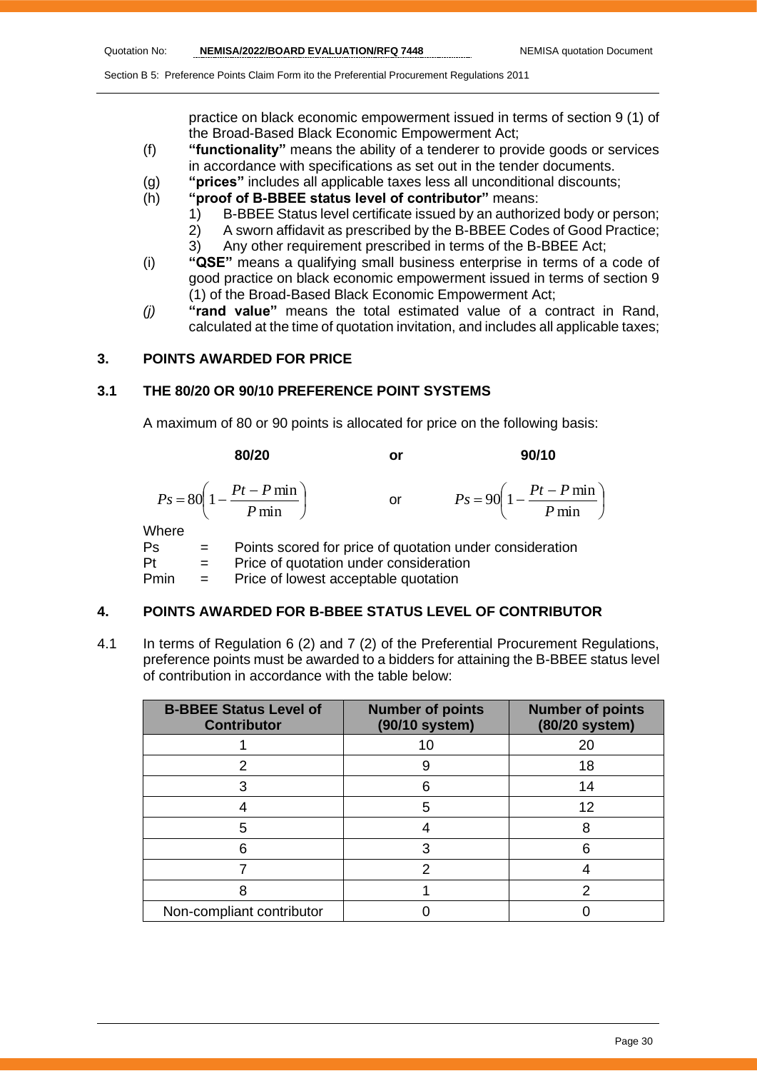practice on black economic empowerment issued in terms of section 9 (1) of the Broad-Based Black Economic Empowerment Act;

(f) **"functionality"** means the ability of a tenderer to provide goods or services in accordance with specifications as set out in the tender documents.

(g) **"prices"** includes all applicable taxes less all unconditional discounts;

(h) **"proof of B-BBEE status level of contributor"** means:
1) B-BBEE Status level certificate issued by an authorized body or person;
2) A sworn affidavit as prescribed by the B-BBEE Codes of Good Practice;
3) Any other requirement prescribed in terms of the B-BBEE Act;

(i) **"QSE"** means a qualifying small business enterprise in terms of a code of good practice on black economic empowerment issued in terms of section 9 (1) of the Broad-Based Black Economic Empowerment Act;

*(j)* **"rand value"** means the total estimated value of a contract in Rand, calculated at the time of quotation invitation, and includes all applicable taxes;

## 3. POINTS AWARDED FOR PRICE

### 3.1 THE 80/20 OR 90/10 PREFERENCE POINT SYSTEMS

A maximum of 80 or 90 points is allocated for price on the following basis:

**80/20** or **90/10**

$$Ps = 80\left(1 - \frac{Pt - P\min}{P\min}\right) \quad \text{or} \quad Ps = 90\left(1 - \frac{Pt - P\min}{P\min}\right)$$

Where

Ps = Points scored for price of quotation under consideration

Pt = Price of quotation under consideration

Pmin = Price of lowest acceptable quotation

## 4. POINTS AWARDED FOR B-BBEE STATUS LEVEL OF CONTRIBUTOR

4.1 In terms of Regulation 6 (2) and 7 (2) of the Preferential Procurement Regulations, preference points must be awarded to a bidders for attaining the B-BBEE status level of contribution in accordance with the table below:

| B-BBEE Status Level of Contributor | Number of points (90/10 system) | Number of points (80/20 system) |
|---|---|---|
| 1 | 10 | 20 |
| 2 | 9 | 18 |
| 3 | 6 | 14 |
| 4 | 5 | 12 |
| 5 | 4 | 8 |
| 6 | 3 | 6 |
| 7 | 2 | 4 |
| 8 | 1 | 2 |
| Non-compliant contributor | 0 | 0 |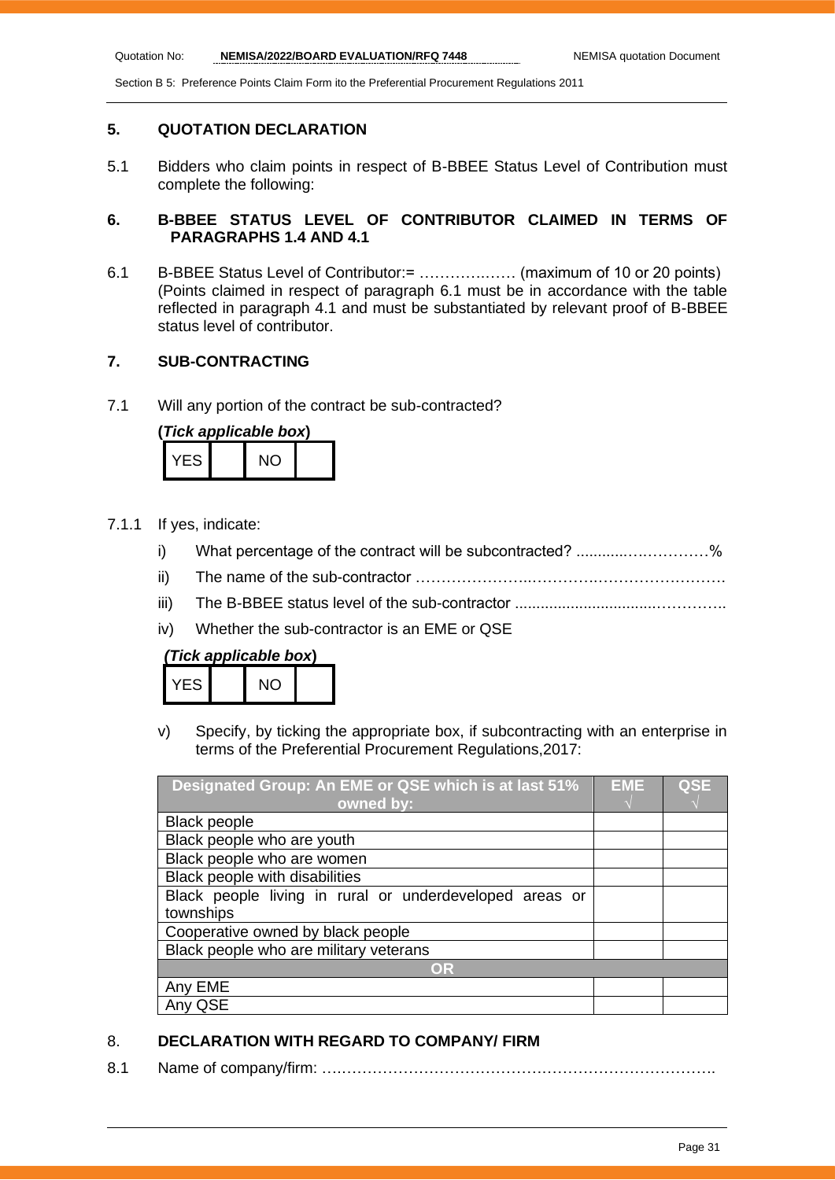## 5. QUOTATION DECLARATION

5.1 Bidders who claim points in respect of B-BBEE Status Level of Contribution must complete the following:

## 6. B-BBEE STATUS LEVEL OF CONTRIBUTOR CLAIMED IN TERMS OF PARAGRAPHS 1.4 AND 4.1

6.1 B-BBEE Status Level of Contributor:= ………….…… (maximum of 10 or 20 points) (Points claimed in respect of paragraph 6.1 must be in accordance with the table reflected in paragraph 4.1 and must be substantiated by relevant proof of B-BBEE status level of contributor.

## 7. SUB-CONTRACTING

7.1 Will any portion of the contract be sub-contracted?

**(*Tick applicable box*)**

| YES | | NO | |
|---|---|---|---|

7.1.1 If yes, indicate:

i) What percentage of the contract will be subcontracted? ............…………%

ii) The name of the sub-contractor …………………..………….……………………

iii) The B-BBEE status level of the sub-contractor ................................…………..

iv) Whether the sub-contractor is an EME or QSE

***(Tick applicable box*)**

| YES | | NO | |
|---|---|---|---|

v) Specify, by ticking the appropriate box, if subcontracting with an enterprise in terms of the Preferential Procurement Regulations,2017:

| Designated Group: An EME or QSE which is at last 51% owned by: | EME √ | QSE √ |
|---|---|---|
| Black people | | |
| Black people who are youth | | |
| Black people who are women | | |
| Black people with disabilities | | |
| Black people living in rural or underdeveloped areas or townships | | |
| Cooperative owned by black people | | |
| Black people who are military veterans | | |
| **OR** | | |
| Any EME | | |
| Any QSE | | |

## 8. DECLARATION WITH REGARD TO COMPANY/ FIRM

8.1 Name of company/firm: ….……………………………………………………………….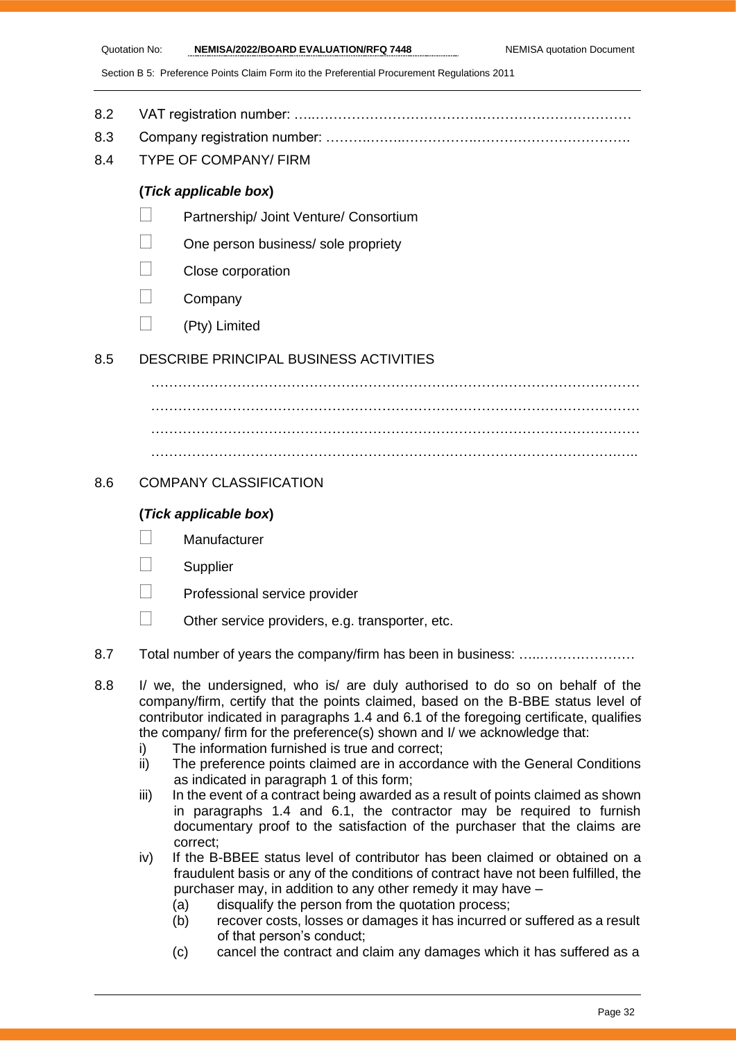8.2 VAT registration number: …..……………………………….……………………………

8.3 Company registration number: ……….……..…………….…………………………….

8.4 TYPE OF COMPANY/ FIRM

**(*Tick applicable box*)**

- ☐ Partnership/ Joint Venture/ Consortium
- ☐ One person business/ sole propriety
- ☐ Close corporation
- ☐ Company
- ☐ (Pty) Limited

8.5 DESCRIBE PRINCIPAL BUSINESS ACTIVITIES

…………………………………………………………………………………………………
…………………………………………………………………………………………………
…………………………………………………………………………………………………
…………………………………………………………………………………………………..

8.6 COMPANY CLASSIFICATION

**(*Tick applicable box*)**

- ☐ Manufacturer
- ☐ Supplier
- ☐ Professional service provider
- ☐ Other service providers, e.g. transporter, etc.

8.7 Total number of years the company/firm has been in business: …...…………………

8.8 I/ we, the undersigned, who is/ are duly authorised to do so on behalf of the company/firm, certify that the points claimed, based on the B-BBE status level of contributor indicated in paragraphs 1.4 and 6.1 of the foregoing certificate, qualifies the company/ firm for the preference(s) shown and I/ we acknowledge that:

i) The information furnished is true and correct;

ii) The preference points claimed are in accordance with the General Conditions as indicated in paragraph 1 of this form;

iii) In the event of a contract being awarded as a result of points claimed as shown in paragraphs 1.4 and 6.1, the contractor may be required to furnish documentary proof to the satisfaction of the purchaser that the claims are correct;

iv) If the B-BBEE status level of contributor has been claimed or obtained on a fraudulent basis or any of the conditions of contract have not been fulfilled, the purchaser may, in addition to any other remedy it may have –

(a) disqualify the person from the quotation process;

(b) recover costs, losses or damages it has incurred or suffered as a result of that person's conduct;

(c) cancel the contract and claim any damages which it has suffered as a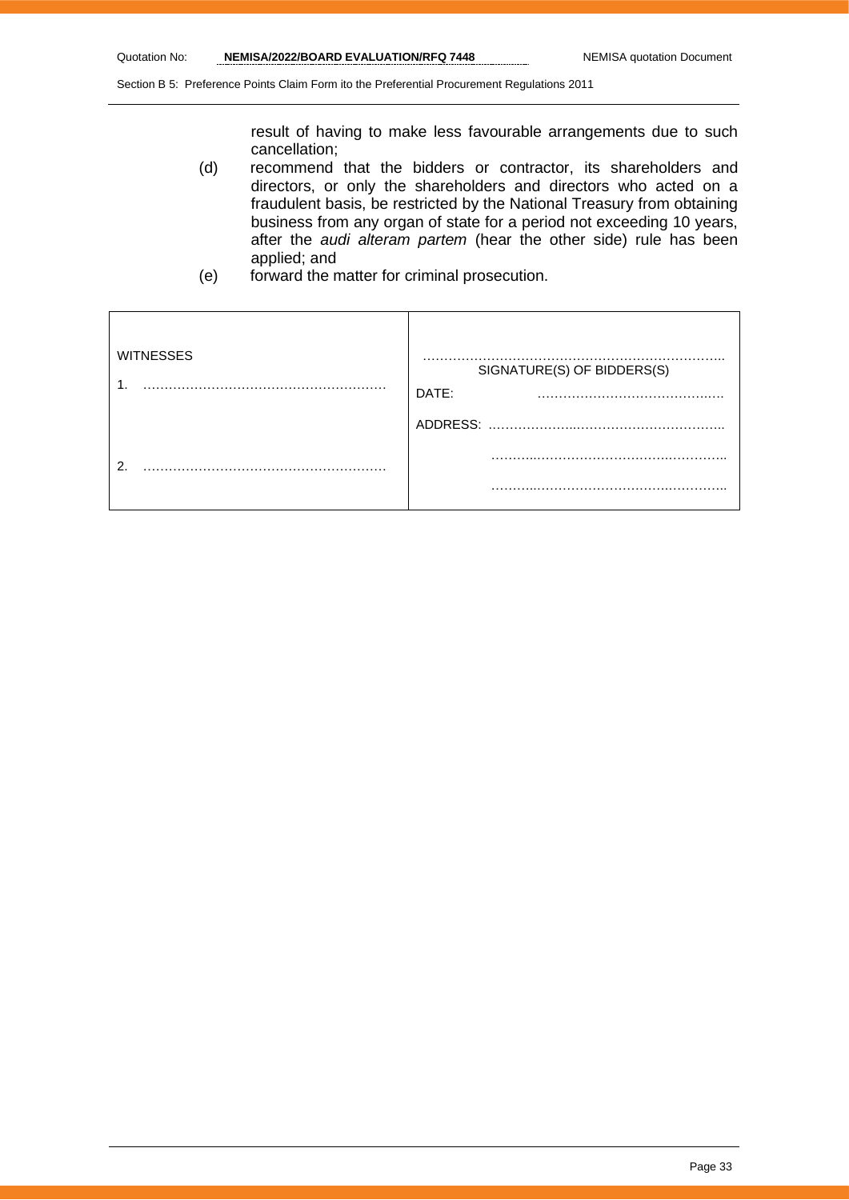result of having to make less favourable arrangements due to such cancellation;

(d) recommend that the bidders or contractor, its shareholders and directors, or only the shareholders and directors who acted on a fraudulent basis, be restricted by the National Treasury from obtaining business from any organ of state for a period not exceeding 10 years, after the *audi alteram partem* (hear the other side) rule has been applied; and

(e) forward the matter for criminal prosecution.

| WITNESSES | |
|---|---|
| 1. ………………………………………………… | ……………………………………………………………..<br>SIGNATURE(S) OF BIDDERS(S) |
| | DATE: ………………………………….…. |
| | ADDRESS: ………………..…………………………….. |
| 2. ………………………………………………… | ……...……………………….………….. |
| | ……...……………………….………….. |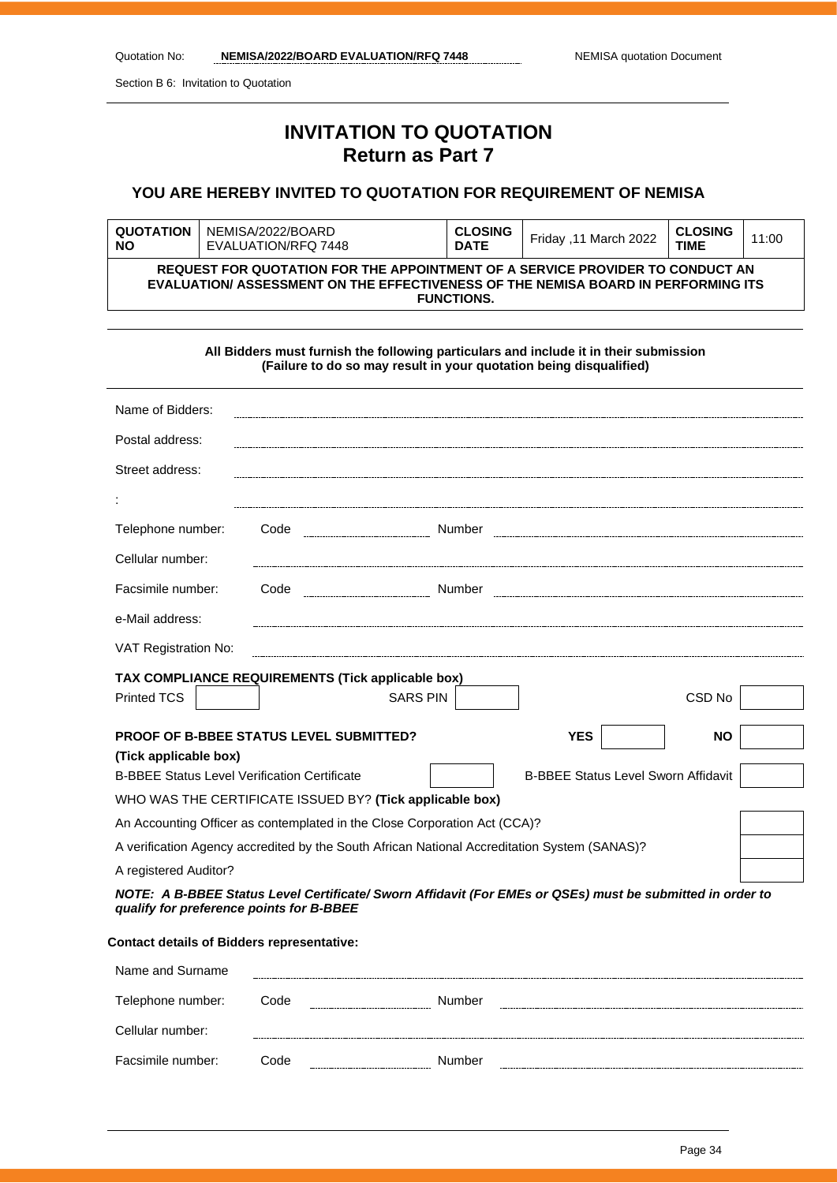Section B 6: Invitation to Quotation

# INVITATION TO QUOTATION
## Return as Part 7

### YOU ARE HEREBY INVITED TO QUOTATION FOR REQUIREMENT OF NEMISA

| **QUOTATION NO** | NEMISA/2022/BOARD EVALUATION/RFQ 7448 | **CLOSING DATE** | Friday ,11 March 2022 | **CLOSING TIME** | 11:00 |
|---|---|---|---|---|---|
| **REQUEST FOR QUOTATION FOR THE APPOINTMENT OF A SERVICE PROVIDER TO CONDUCT AN EVALUATION/ ASSESSMENT ON THE EFFECTIVENESS OF THE NEMISA BOARD IN PERFORMING ITS FUNCTIONS.** | | | | | |

**All Bidders must furnish the following particulars and include it in their submission (Failure to do so may result in your quotation being disqualified)**

Name of Bidders: ______________________

Postal address: ______________________

Street address: ______________________

: ______________________

Telephone number: Code __________ Number ______________________

Cellular number: ______________________

Facsimile number: Code __________ Number ______________________

e-Mail address: ______________________

VAT Registration No: ______________________

**TAX COMPLIANCE REQUIREMENTS (Tick applicable box)**

| Printed TCS | | SARS PIN | | CSD No | |
|---|---|---|---|---|---|

**PROOF OF B-BBEE STATUS LEVEL SUBMITTED?** **YES** ☐ **NO** ☐

**(Tick applicable box)**

| B-BBEE Status Level Verification Certificate | | B-BBEE Status Level Sworn Affidavit | |
|---|---|---|---|

WHO WAS THE CERTIFICATE ISSUED BY? **(Tick applicable box)**

| | |
|---|---|
| An Accounting Officer as contemplated in the Close Corporation Act (CCA)? | |
| A verification Agency accredited by the South African National Accreditation System (SANAS)? | |
| A registered Auditor? | |

***NOTE: A B-BBEE Status Level Certificate/ Sworn Affidavit (For EMEs or QSEs) must be submitted in order to qualify for preference points for B-BBEE***

**Contact details of Bidders representative:**

Name and Surname ______________________

Telephone number: Code __________ Number ______________________

Cellular number: ______________________

Facsimile number: Code __________ Number ______________________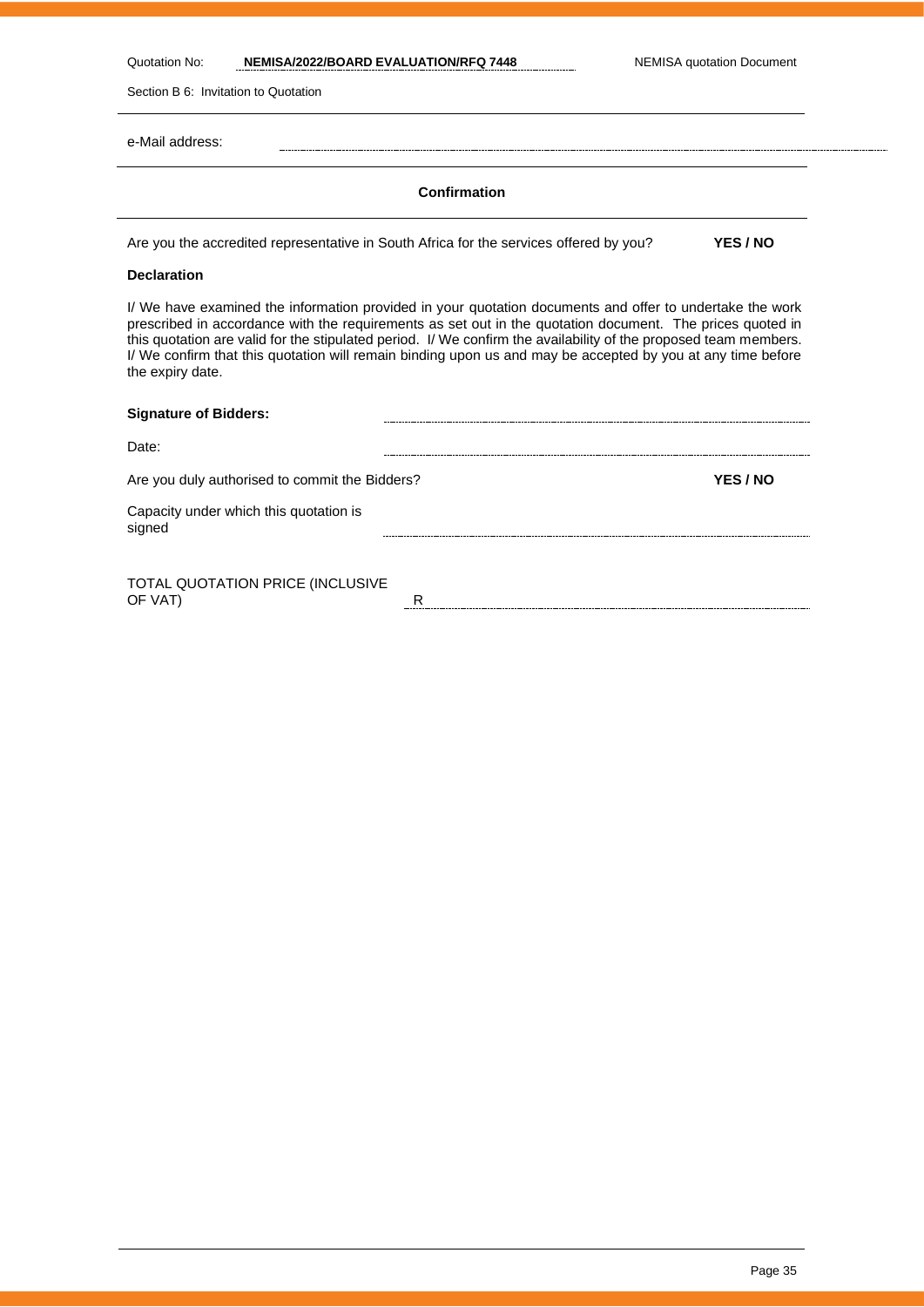e-Mail address: ..............................................................................

**Confirmation**

Are you the accredited representative in South Africa for the services offered by you? **YES / NO**

**Declaration**

I/ We have examined the information provided in your quotation documents and offer to undertake the work prescribed in accordance with the requirements as set out in the quotation document. The prices quoted in this quotation are valid for the stipulated period. I/ We confirm the availability of the proposed team members. I/ We confirm that this quotation will remain binding upon us and may be accepted by you at any time before the expiry date.

**Signature of Bidders:** ..............................................................................

Date: ..............................................................................

Are you duly authorised to commit the Bidders? **YES / NO**

Capacity under which this quotation is signed ..............................................................................

TOTAL QUOTATION PRICE (INCLUSIVE OF VAT) R..............................................................................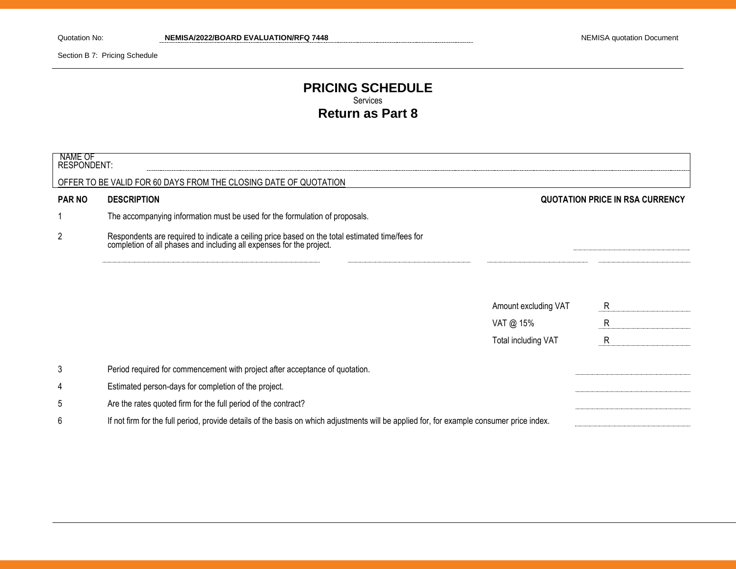# PRICING SCHEDULE

Services

## Return as Part 8

NAME OF RESPONDENT: ..............................................................................................

OFFER TO BE VALID FOR 60 DAYS FROM THE CLOSING DATE OF QUOTATION

| PAR NO | DESCRIPTION | QUOTATION PRICE IN RSA CURRENCY |
|---|---|---|
| 1 | The accompanying information must be used for the formulation of proposals. | |
| 2 | Respondents are required to indicate a ceiling price based on the total estimated time/fees for completion of all phases and including all expenses for the project. | .................... |

| | |
|---|---|
| Amount excluding VAT | R .................... |
| VAT @ 15% | R .................... |
| Total including VAT | R .................... |

| PAR NO | DESCRIPTION | |
|---|---|---|
| 3 | Period required for commencement with project after acceptance of quotation. | .................... |
| 4 | Estimated person-days for completion of the project. | .................... |
| 5 | Are the rates quoted firm for the full period of the contract? | .................... |
| 6 | If not firm for the full period, provide details of the basis on which adjustments will be applied for, for example consumer price index. | .................... |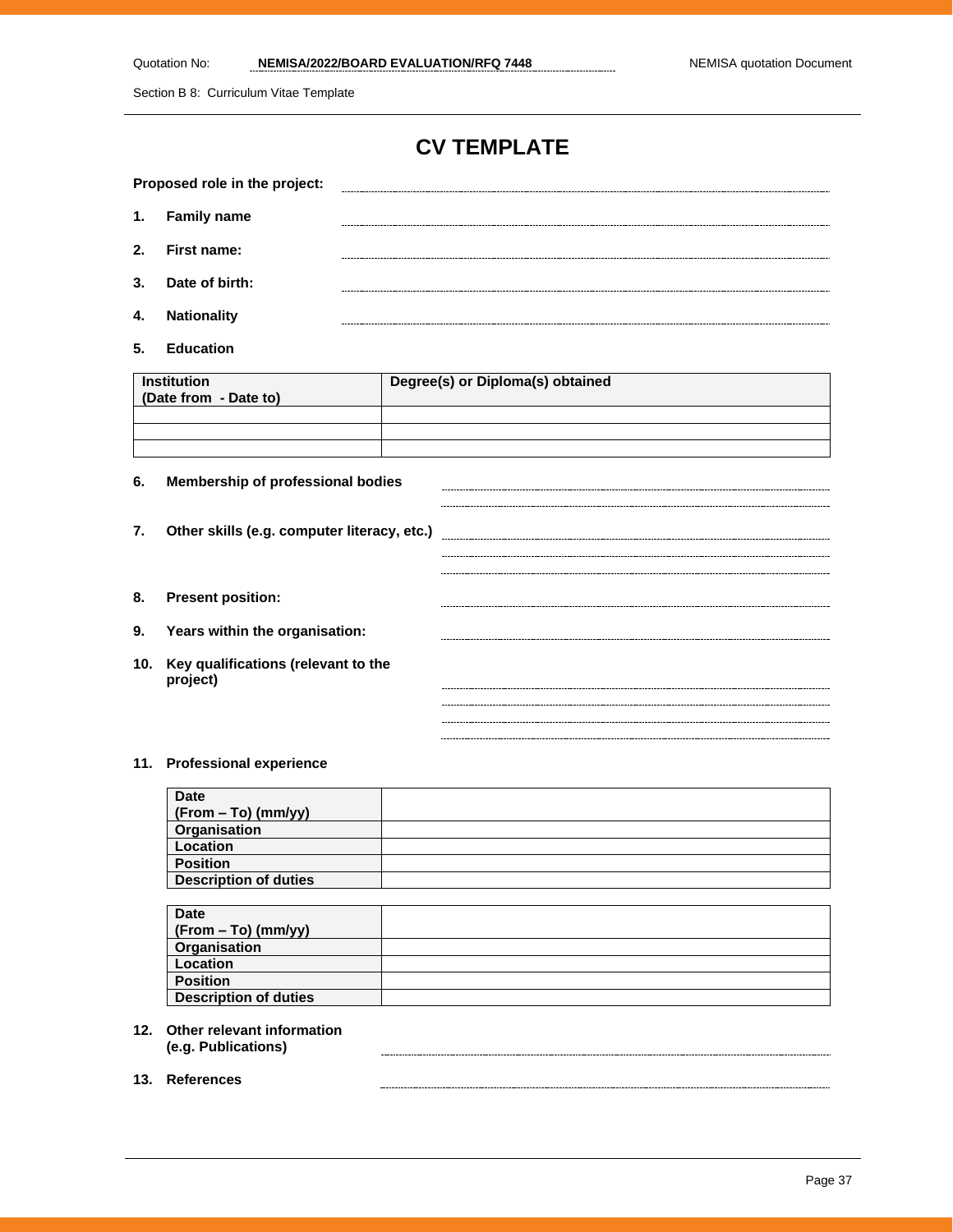# CV TEMPLATE

**Proposed role in the project:** ..............................

1. **Family name** ..............................
2. **First name:** ..............................
3. **Date of birth:** ..............................
4. **Nationality** ..............................
5. **Education**

| Institution (Date from - Date to) | Degree(s) or Diploma(s) obtained |
|---|---|
| | |
| | |
| | |

6. **Membership of professional bodies** ..............................
7. **Other skills (e.g. computer literacy, etc.)** ..............................
8. **Present position:** ..............................
9. **Years within the organisation:** ..............................
10. **Key qualifications (relevant to the project)** ..............................
11. **Professional experience**

| | |
|---|---|
| **Date (From – To) (mm/yy)** | |
| **Organisation** | |
| **Location** | |
| **Position** | |
| **Description of duties** | |

| | |
|---|---|
| **Date (From – To) (mm/yy)** | |
| **Organisation** | |
| **Location** | |
| **Position** | |
| **Description of duties** | |

12. **Other relevant information (e.g. Publications)** ..............................
13. **References** ..............................